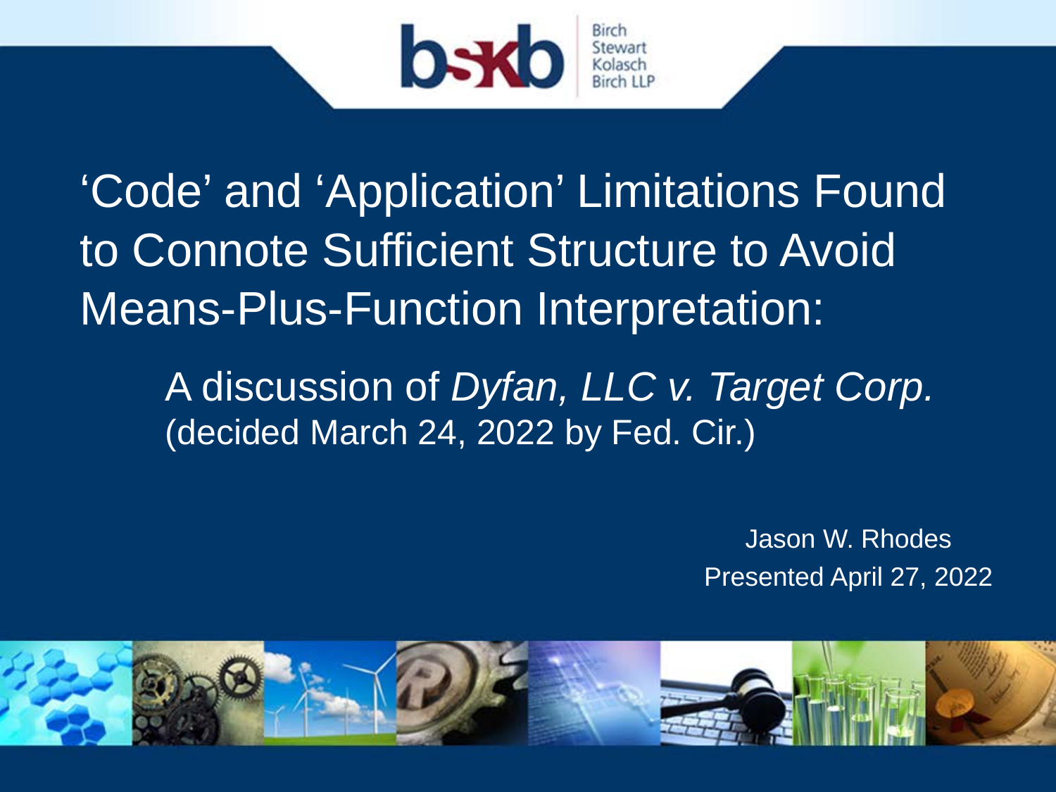bskb

Birch Stewart Kolasch Birch LLP

# ‘Code’ and ‘Application’ Limitations Found to Connote Sufficient Structure to Avoid Means-Plus-Function Interpretation:

## A discussion of *Dyfan, LLC v. Target Corp.* (decided March 24, 2022 by Fed. Cir.)

Jason W. Rhodes

Presented April 27, 2022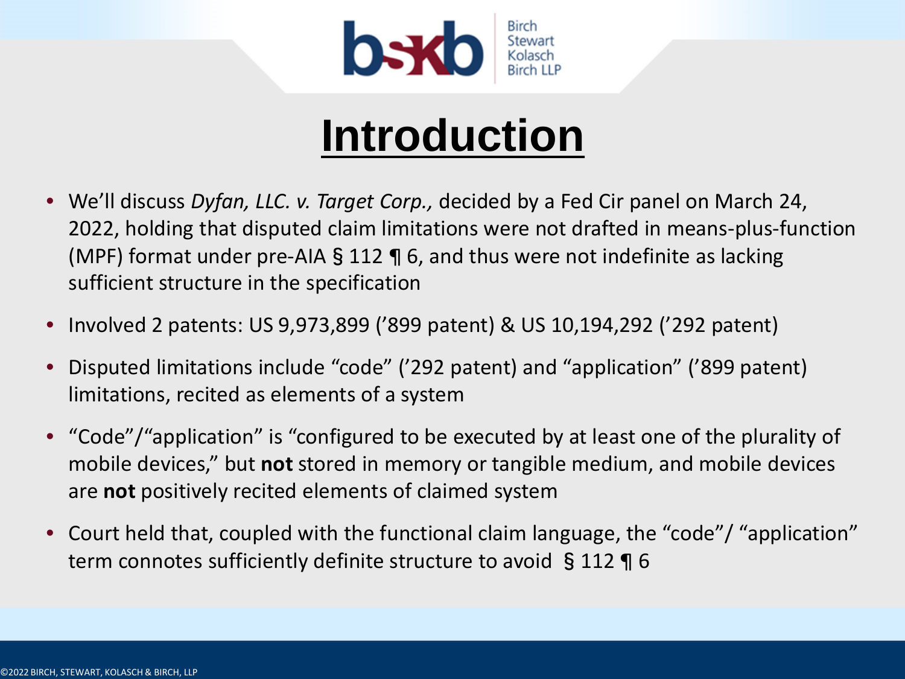# Introduction

- We'll discuss *Dyfan, LLC. v. Target Corp.,* decided by a Fed Cir panel on March 24, 2022, holding that disputed claim limitations were not drafted in means-plus-function (MPF) format under pre-AIA § 112 ¶ 6, and thus were not indefinite as lacking sufficient structure in the specification
- Involved 2 patents: US 9,973,899 ('899 patent) & US 10,194,292 ('292 patent)
- Disputed limitations include "code" ('292 patent) and "application" ('899 patent) limitations, recited as elements of a system
- "Code"/"application" is "configured to be executed by at least one of the plurality of mobile devices," but **not** stored in memory or tangible medium, and mobile devices are **not** positively recited elements of claimed system
- Court held that, coupled with the functional claim language, the "code"/ "application" term connotes sufficiently definite structure to avoid § 112 ¶ 6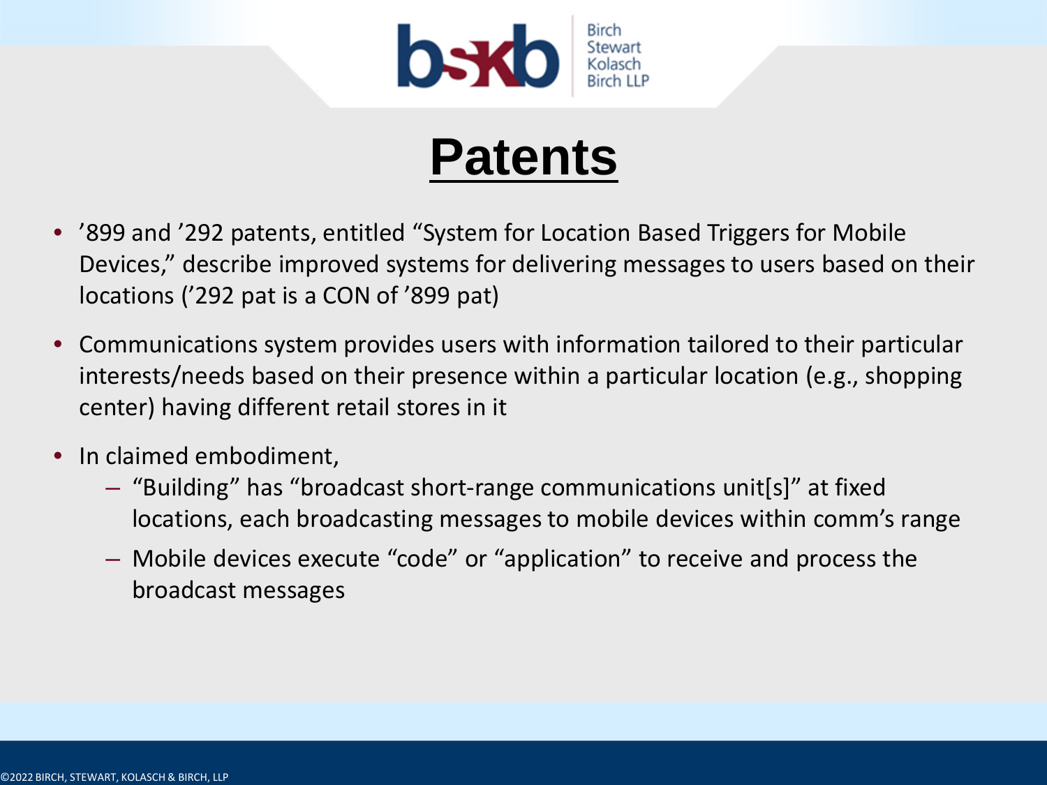# Patents

- ’899 and ’292 patents, entitled “System for Location Based Triggers for Mobile Devices,” describe improved systems for delivering messages to users based on their locations (’292 pat is a CON of ’899 pat)
- Communications system provides users with information tailored to their particular interests/needs based on their presence within a particular location (e.g., shopping center) having different retail stores in it
- In claimed embodiment,
  - “Building” has “broadcast short-range communications unit[s]” at fixed locations, each broadcasting messages to mobile devices within comm’s range
  - Mobile devices execute “code” or “application” to receive and process the broadcast messages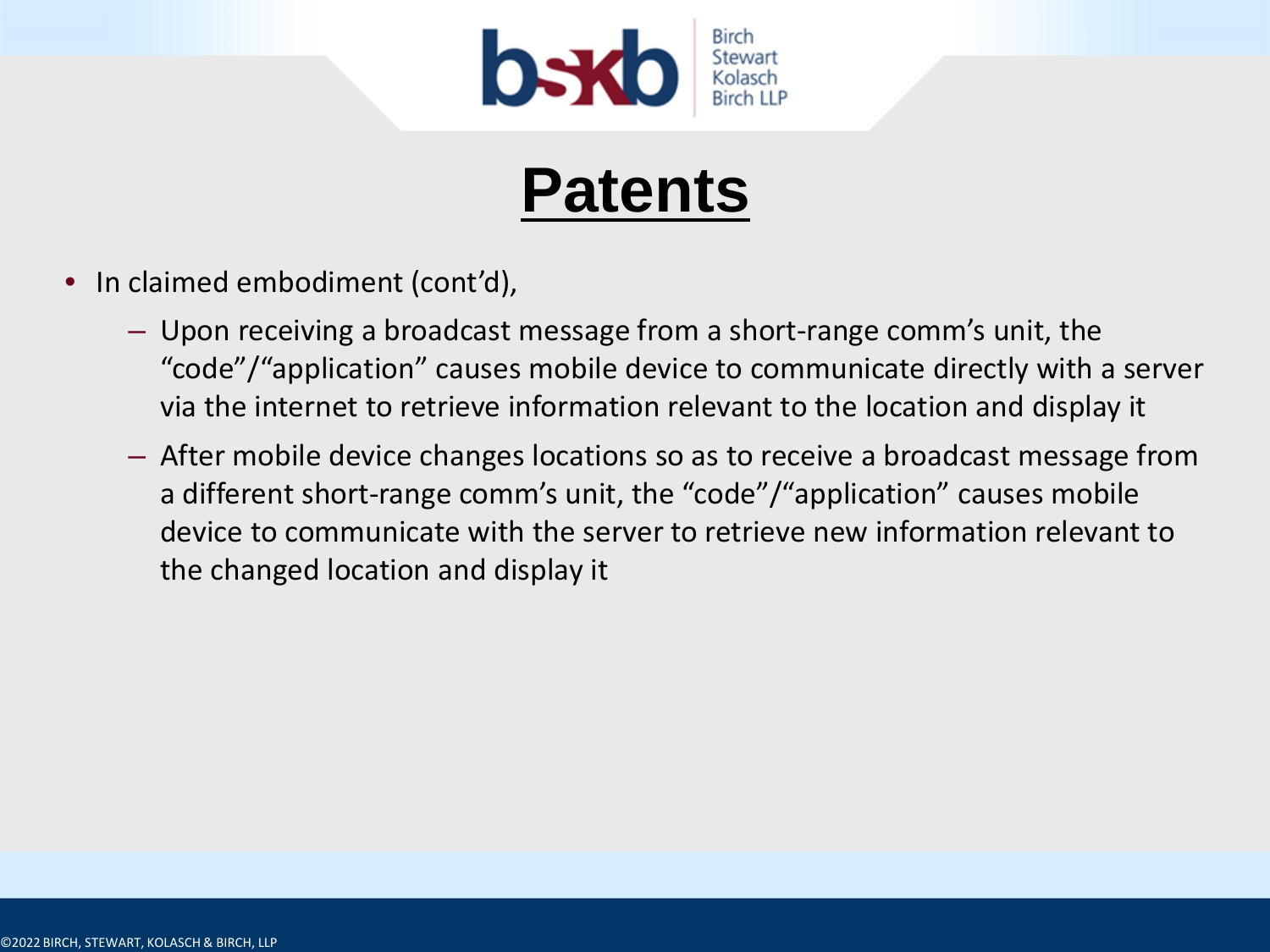# Patents

- In claimed embodiment (cont'd),
  - Upon receiving a broadcast message from a short-range comm's unit, the "code"/"application" causes mobile device to communicate directly with a server via the internet to retrieve information relevant to the location and display it
  - After mobile device changes locations so as to receive a broadcast message from a different short-range comm's unit, the "code"/"application" causes mobile device to communicate with the server to retrieve new information relevant to the changed location and display it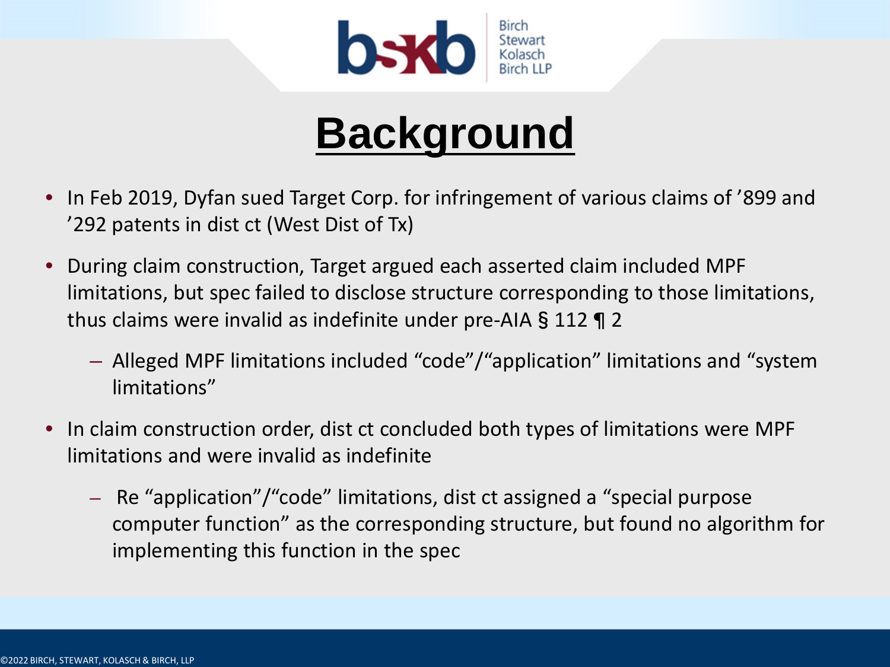# Background

- In Feb 2019, Dyfan sued Target Corp. for infringement of various claims of ’899 and ’292 patents in dist ct (West Dist of Tx)
- During claim construction, Target argued each asserted claim included MPF limitations, but spec failed to disclose structure corresponding to those limitations, thus claims were invalid as indefinite under pre-AIA § 112 ¶ 2
  - Alleged MPF limitations included “code”/“application” limitations and “system limitations”
- In claim construction order, dist ct concluded both types of limitations were MPF limitations and were invalid as indefinite
  - Re “application”/“code” limitations, dist ct assigned a “special purpose computer function” as the corresponding structure, but found no algorithm for implementing this function in the spec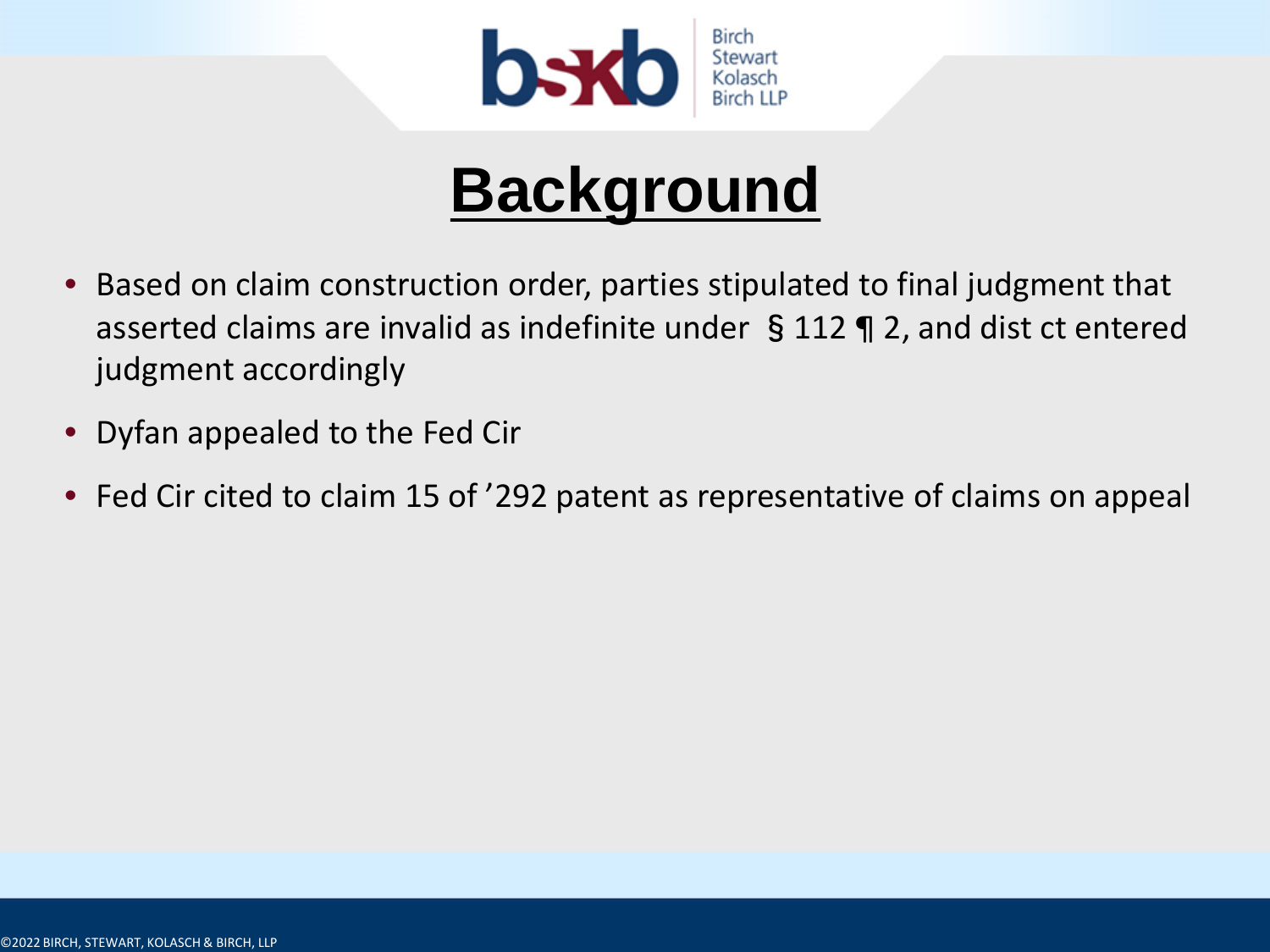# Background

- Based on claim construction order, parties stipulated to final judgment that asserted claims are invalid as indefinite under § 112 ¶ 2, and dist ct entered judgment accordingly
- Dyfan appealed to the Fed Cir
- Fed Cir cited to claim 15 of '292 patent as representative of claims on appeal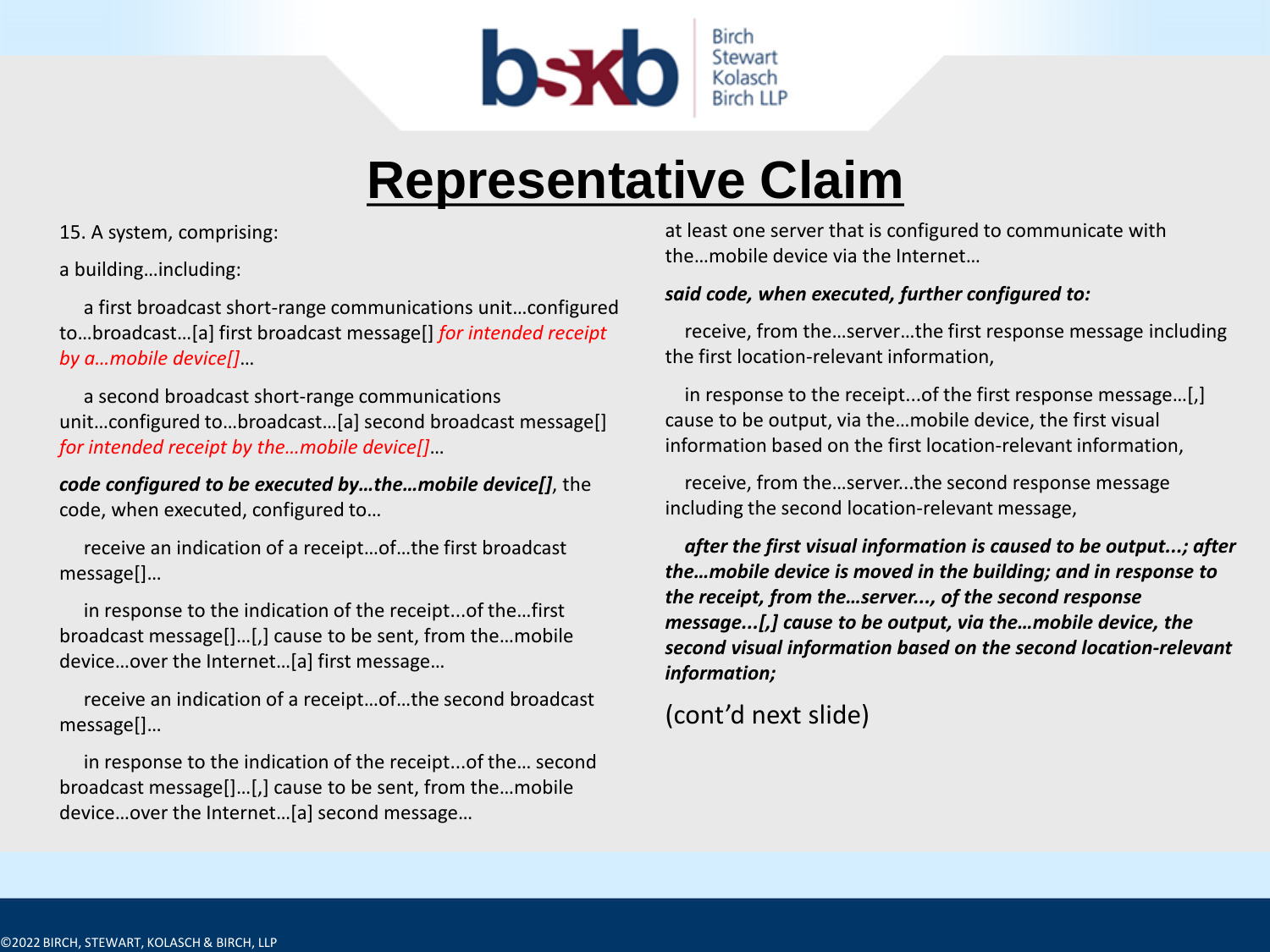# Representative Claim

15. A system, comprising:

a building…including:

a first broadcast short-range communications unit…configured to…broadcast…[a] first broadcast message[] *for intended receipt by a…mobile device[]*…

a second broadcast short-range communications unit…configured to…broadcast…[a] second broadcast message[] *for intended receipt by the…mobile device[]*…

***code configured to be executed by…the…mobile device[]***, the code, when executed, configured to…

receive an indication of a receipt…of…the first broadcast message[]…

in response to the indication of the receipt...of the…first broadcast message[]…[,] cause to be sent, from the…mobile device…over the Internet…[a] first message…

receive an indication of a receipt…of…the second broadcast message[]…

in response to the indication of the receipt...of the… second broadcast message[]…[,] cause to be sent, from the…mobile device…over the Internet…[a] second message…

at least one server that is configured to communicate with the…mobile device via the Internet…

***said code, when executed, further configured to:***

receive, from the…server…the first response message including the first location-relevant information,

in response to the receipt...of the first response message…[,] cause to be output, via the…mobile device, the first visual information based on the first location-relevant information,

receive, from the…server...the second response message including the second location-relevant message,

***after the first visual information is caused to be output...; after the…mobile device is moved in the building; and in response to the receipt, from the…server..., of the second response message...[,] cause to be output, via the…mobile device, the second visual information based on the second location-relevant information;***

(cont'd next slide)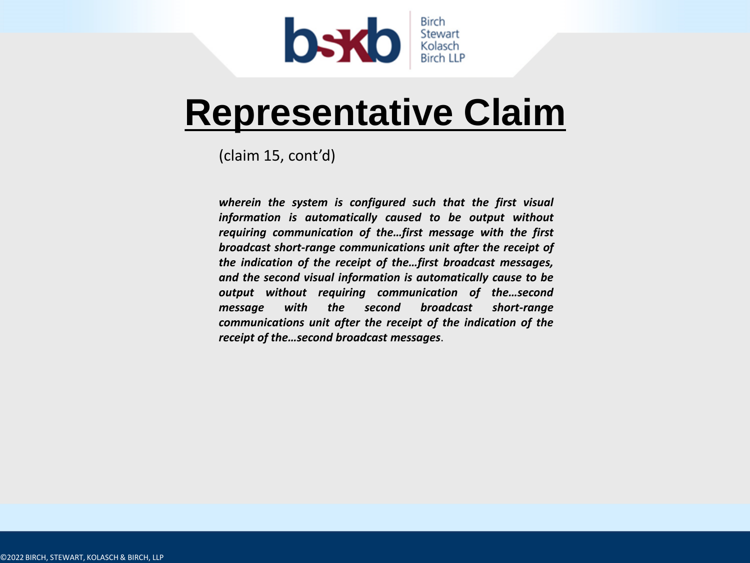# Representative Claim

(claim 15, cont'd)

***wherein the system is configured such that the first visual information is automatically caused to be output without requiring communication of the…first message with the first broadcast short-range communications unit after the receipt of the indication of the receipt of the…first broadcast messages, and the second visual information is automatically cause to be output without requiring communication of the…second message with the second broadcast short-range communications unit after the receipt of the indication of the receipt of the…second broadcast messages***.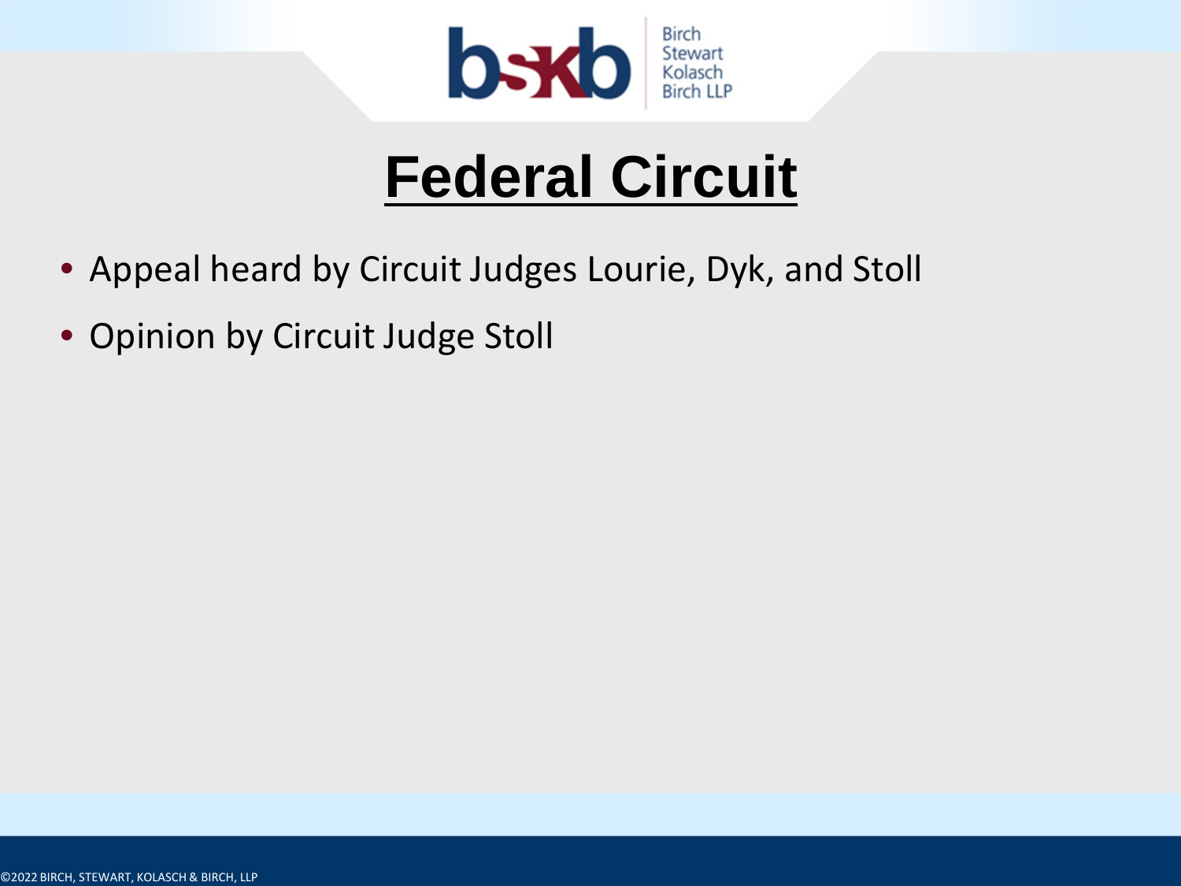# Federal Circuit

- Appeal heard by Circuit Judges Lourie, Dyk, and Stoll
- Opinion by Circuit Judge Stoll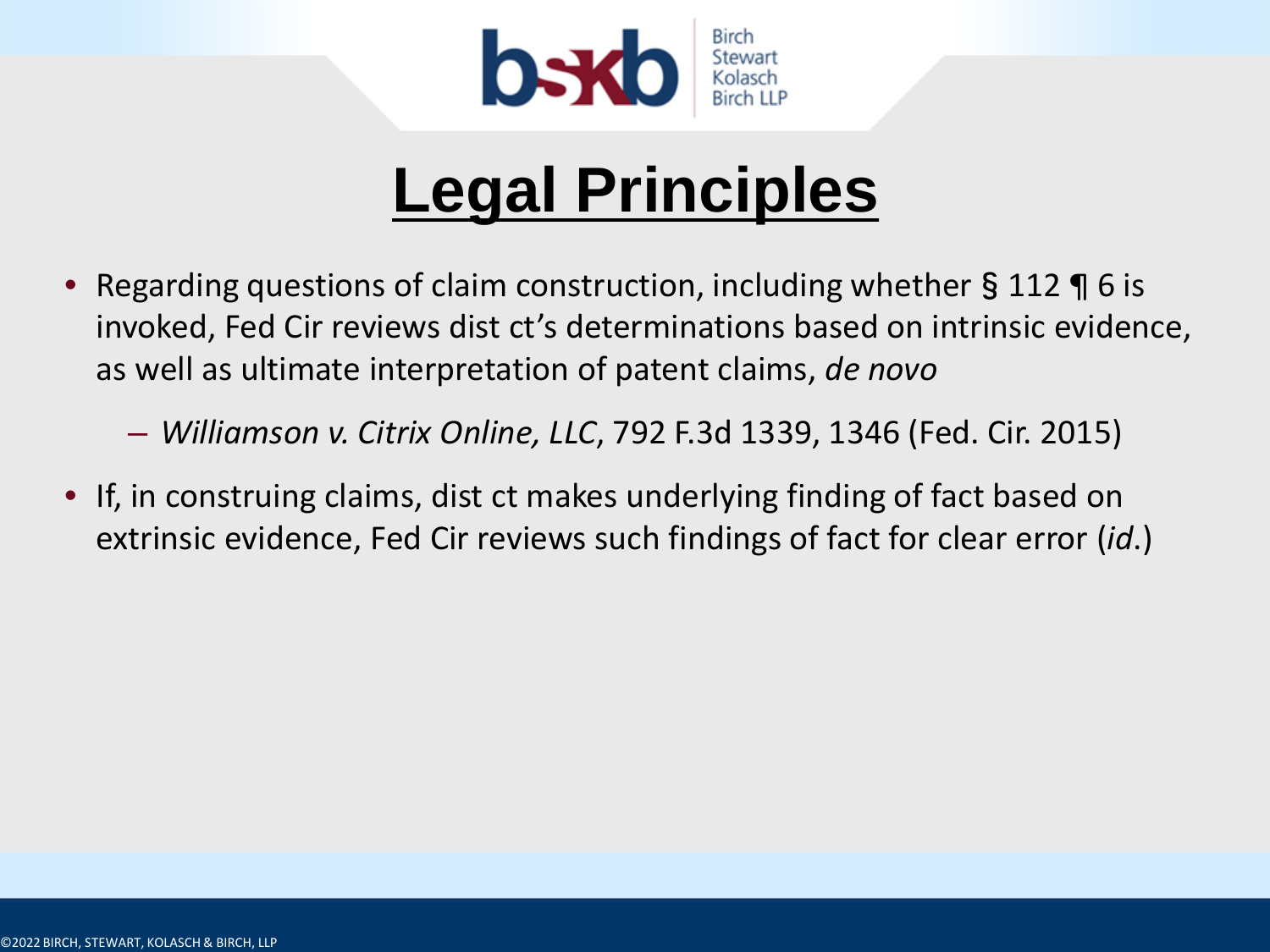# Legal Principles

- Regarding questions of claim construction, including whether § 112 ¶ 6 is invoked, Fed Cir reviews dist ct's determinations based on intrinsic evidence, as well as ultimate interpretation of patent claims, *de novo*
  - *Williamson v. Citrix Online, LLC*, 792 F.3d 1339, 1346 (Fed. Cir. 2015)
- If, in construing claims, dist ct makes underlying finding of fact based on extrinsic evidence, Fed Cir reviews such findings of fact for clear error (*id*.)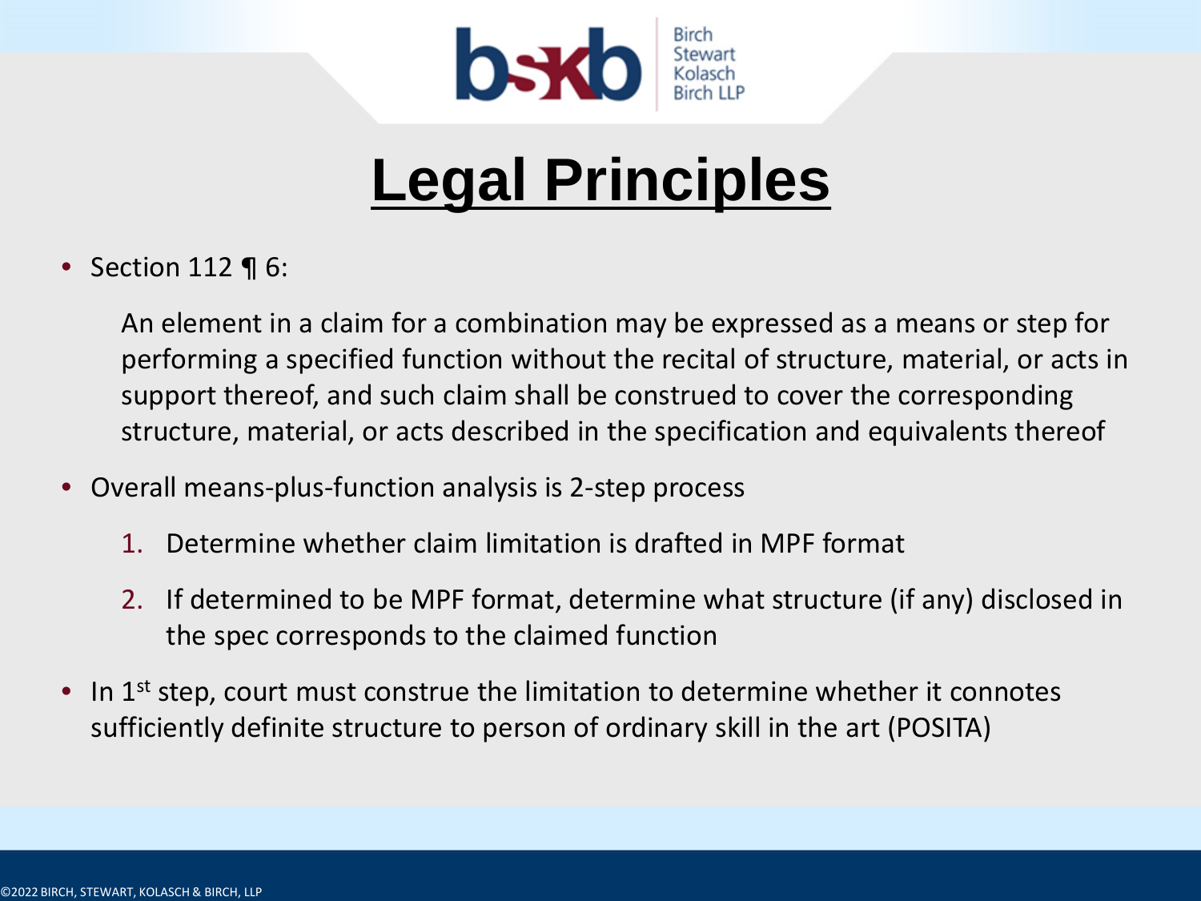# Legal Principles

- Section 112 ¶ 6:

  An element in a claim for a combination may be expressed as a means or step for performing a specified function without the recital of structure, material, or acts in support thereof, and such claim shall be construed to cover the corresponding structure, material, or acts described in the specification and equivalents thereof

- Overall means-plus-function analysis is 2-step process

  1. Determine whether claim limitation is drafted in MPF format
  2. If determined to be MPF format, determine what structure (if any) disclosed in the spec corresponds to the claimed function

- In 1st step, court must construe the limitation to determine whether it connotes sufficiently definite structure to person of ordinary skill in the art (POSITA)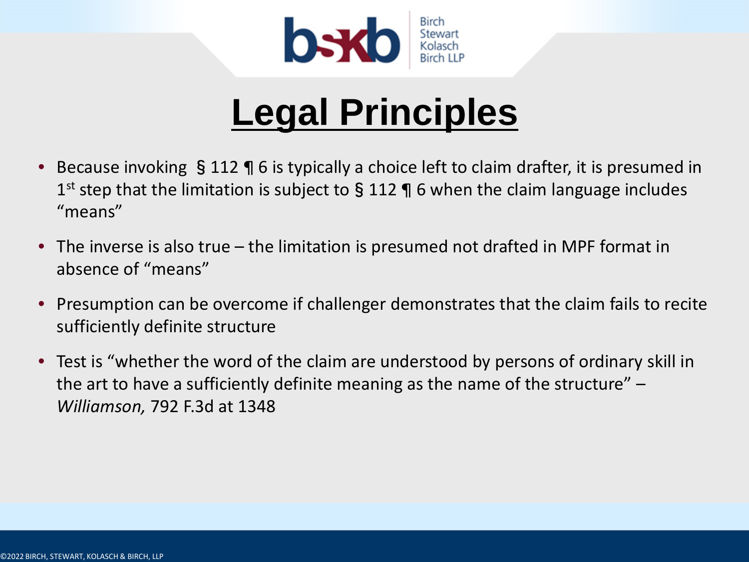# Legal Principles

- Because invoking § 112 ¶ 6 is typically a choice left to claim drafter, it is presumed in 1st step that the limitation is subject to § 112 ¶ 6 when the claim language includes "means"
- The inverse is also true – the limitation is presumed not drafted in MPF format in absence of "means"
- Presumption can be overcome if challenger demonstrates that the claim fails to recite sufficiently definite structure
- Test is "whether the word of the claim are understood by persons of ordinary skill in the art to have a sufficiently definite meaning as the name of the structure" – *Williamson,* 792 F.3d at 1348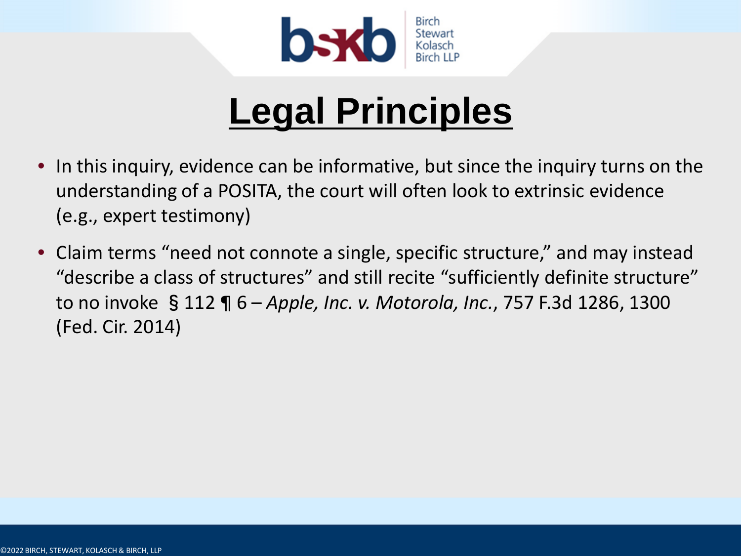# Legal Principles

- In this inquiry, evidence can be informative, but since the inquiry turns on the understanding of a POSITA, the court will often look to extrinsic evidence (e.g., expert testimony)
- Claim terms "need not connote a single, specific structure," and may instead "describe a class of structures" and still recite "sufficiently definite structure" to no invoke § 112 ¶ 6 – *Apple, Inc. v. Motorola, Inc.*, 757 F.3d 1286, 1300 (Fed. Cir. 2014)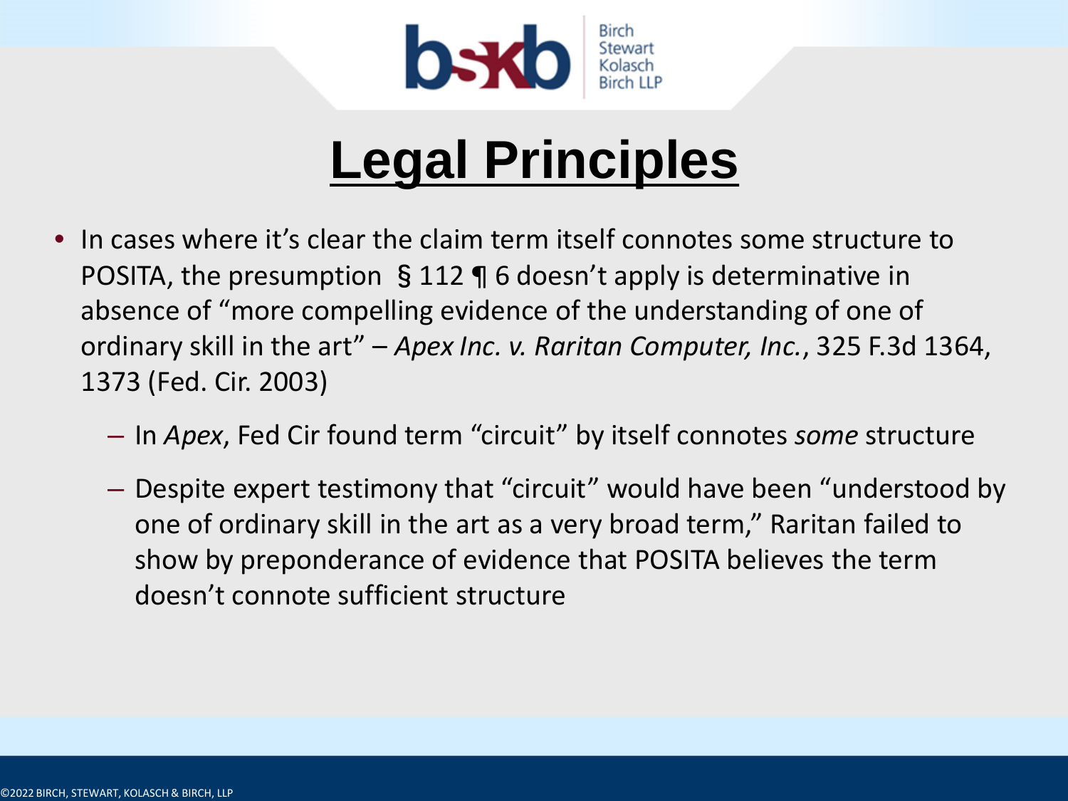# Legal Principles

- In cases where it's clear the claim term itself connotes some structure to POSITA, the presumption § 112 ¶ 6 doesn't apply is determinative in absence of "more compelling evidence of the understanding of one of ordinary skill in the art" – *Apex Inc. v. Raritan Computer, Inc.*, 325 F.3d 1364, 1373 (Fed. Cir. 2003)
  - In *Apex*, Fed Cir found term "circuit" by itself connotes *some* structure
  - Despite expert testimony that "circuit" would have been "understood by one of ordinary skill in the art as a very broad term," Raritan failed to show by preponderance of evidence that POSITA believes the term doesn't connote sufficient structure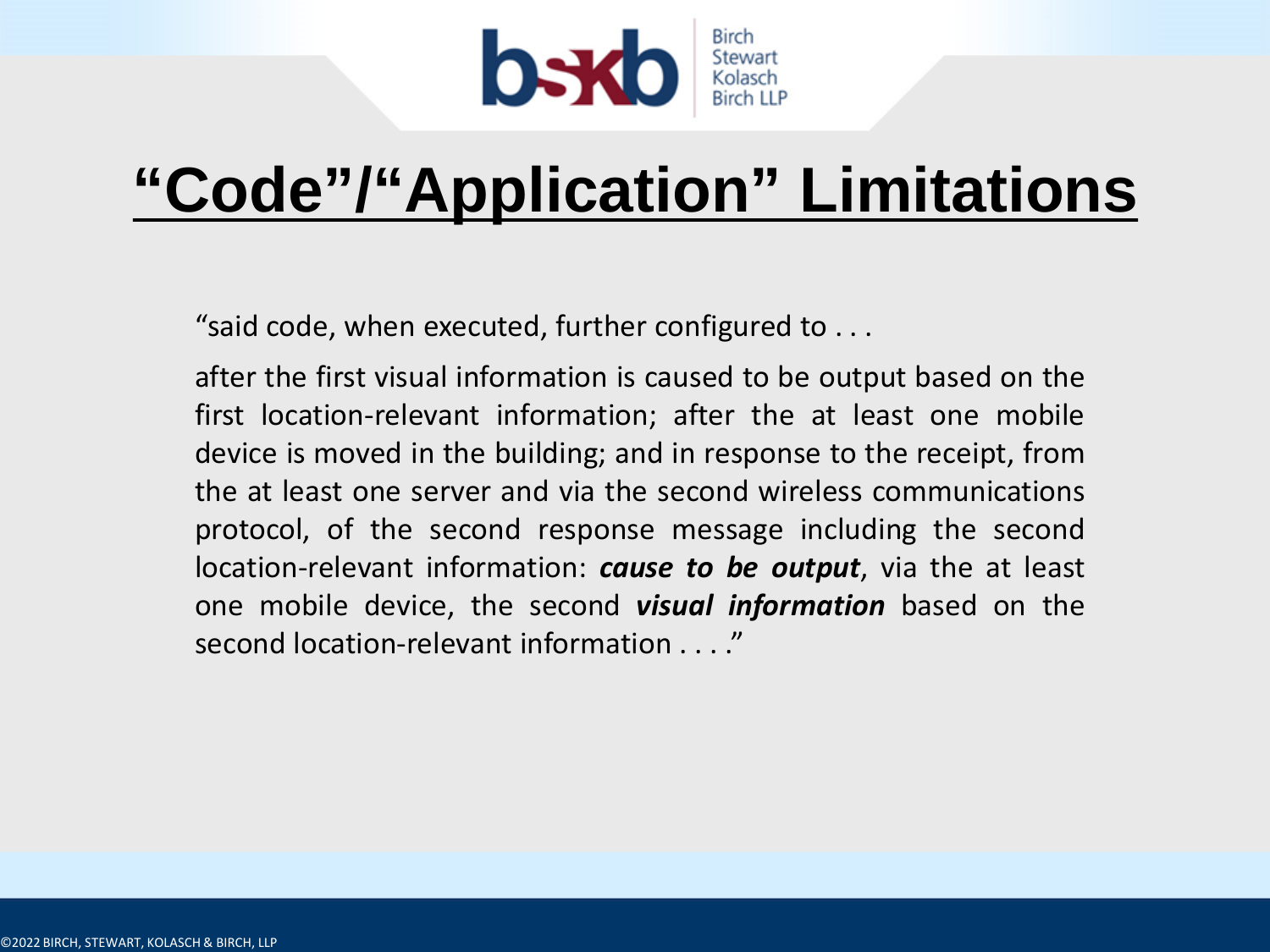# “Code”/“Application” Limitations

“said code, when executed, further configured to . . .

after the first visual information is caused to be output based on the first location-relevant information; after the at least one mobile device is moved in the building; and in response to the receipt, from the at least one server and via the second wireless communications protocol, of the second response message including the second location-relevant information: ***cause to be output***, via the at least one mobile device, the second ***visual information*** based on the second location-relevant information . . . .”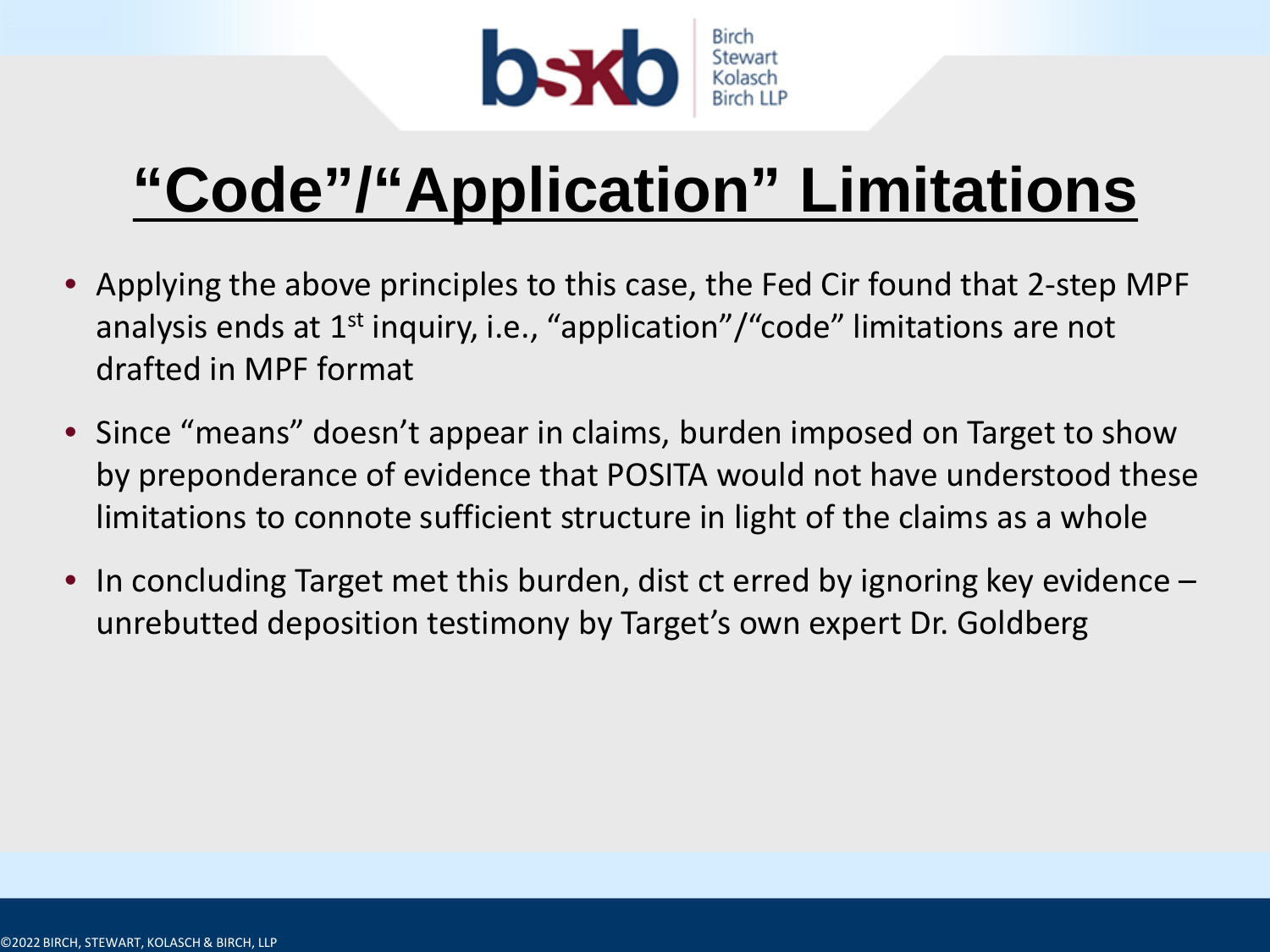# “Code”/“Application” Limitations

- Applying the above principles to this case, the Fed Cir found that 2-step MPF analysis ends at 1st inquiry, i.e., “application”/“code” limitations are not drafted in MPF format
- Since “means” doesn’t appear in claims, burden imposed on Target to show by preponderance of evidence that POSITA would not have understood these limitations to connote sufficient structure in light of the claims as a whole
- In concluding Target met this burden, dist ct erred by ignoring key evidence – unrebutted deposition testimony by Target’s own expert Dr. Goldberg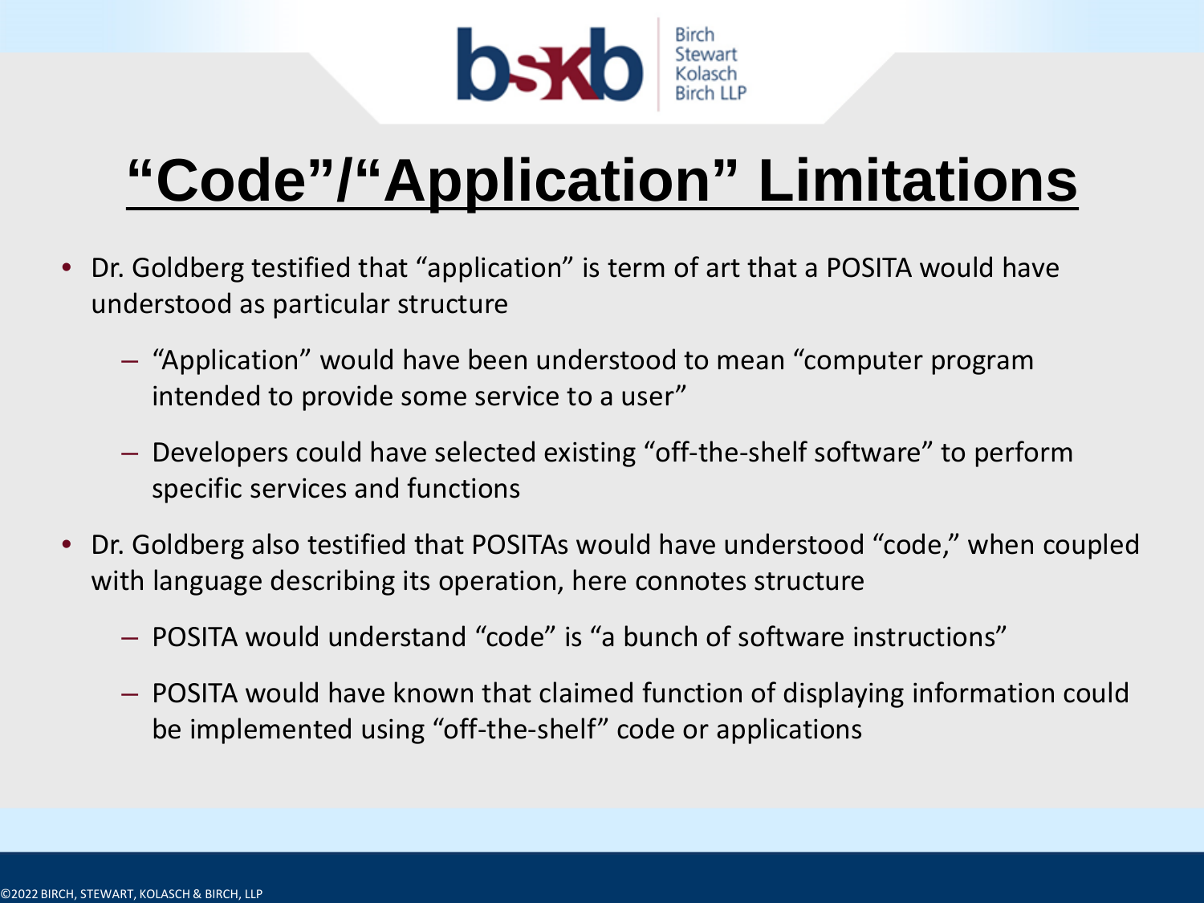# “Code”/“Application” Limitations

- Dr. Goldberg testified that “application” is term of art that a POSITA would have understood as particular structure
  - “Application” would have been understood to mean “computer program intended to provide some service to a user”
  - Developers could have selected existing “off-the-shelf software” to perform specific services and functions
- Dr. Goldberg also testified that POSITAs would have understood “code,” when coupled with language describing its operation, here connotes structure
  - POSITA would understand “code” is “a bunch of software instructions”
  - POSITA would have known that claimed function of displaying information could be implemented using “off-the-shelf” code or applications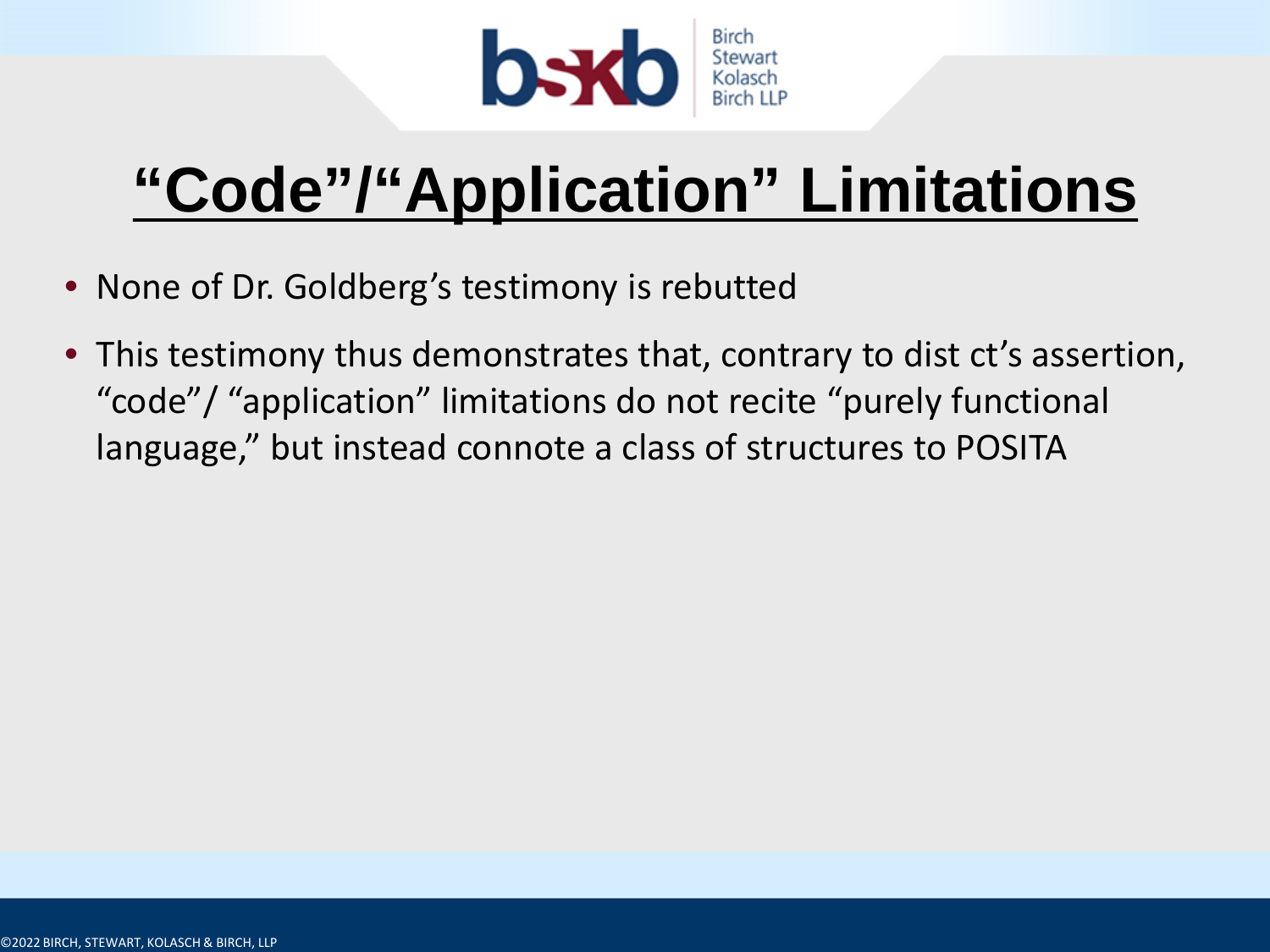# “Code”/“Application” Limitations

- None of Dr. Goldberg’s testimony is rebutted
- This testimony thus demonstrates that, contrary to dist ct’s assertion, “code”/ “application” limitations do not recite “purely functional language,” but instead connote a class of structures to POSITA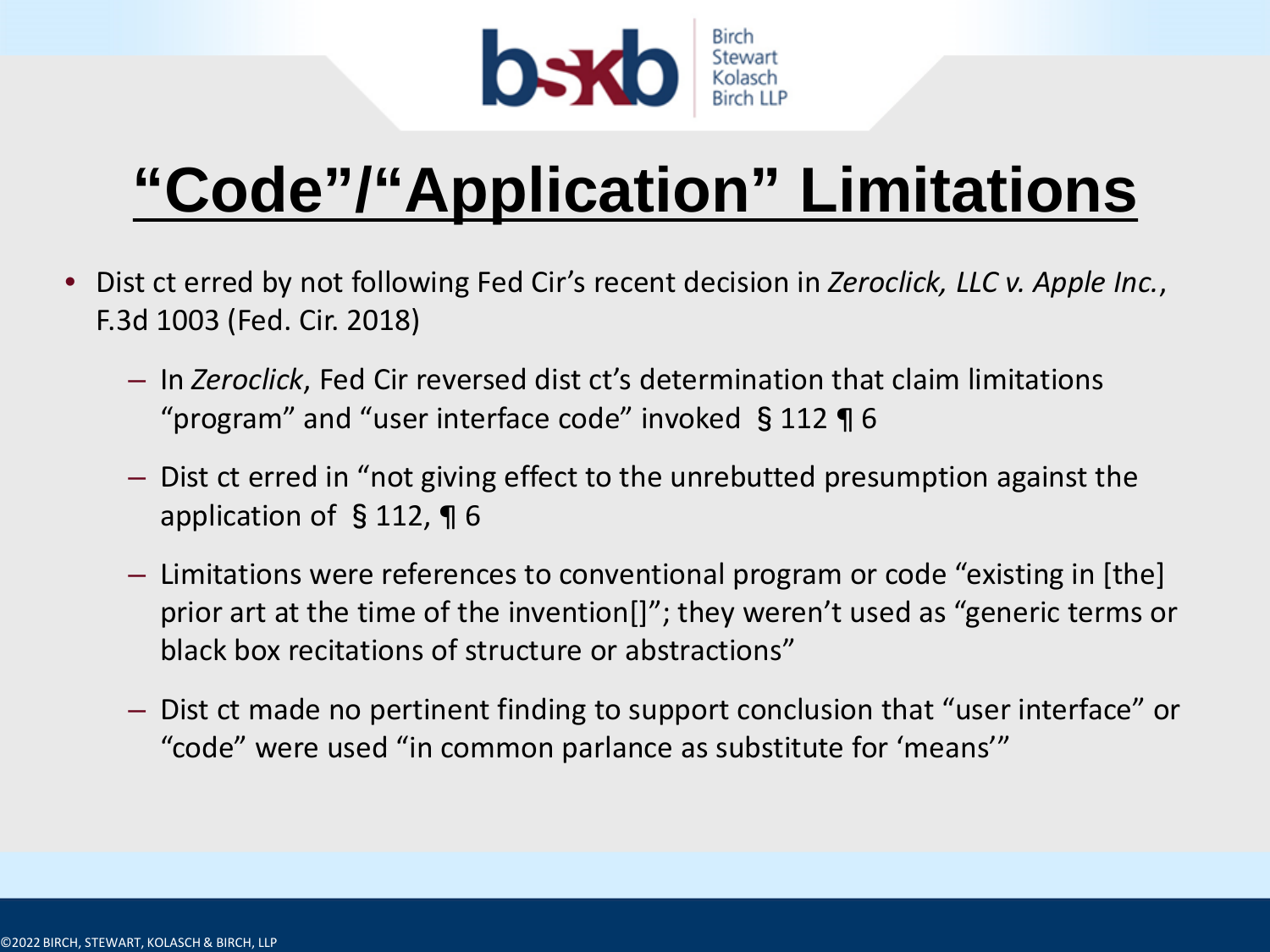# “Code”/“Application” Limitations

- Dist ct erred by not following Fed Cir’s recent decision in *Zeroclick, LLC v. Apple Inc.*, F.3d 1003 (Fed. Cir. 2018)
  - In *Zeroclick*, Fed Cir reversed dist ct’s determination that claim limitations “program” and “user interface code” invoked § 112 ¶ 6
  - Dist ct erred in “not giving effect to the unrebutted presumption against the application of § 112, ¶ 6
  - Limitations were references to conventional program or code “existing in [the] prior art at the time of the invention[]”; they weren’t used as “generic terms or black box recitations of structure or abstractions”
  - Dist ct made no pertinent finding to support conclusion that “user interface” or “code” were used “in common parlance as substitute for ‘means’”

©2022 BIRCH, STEWART, KOLASCH & BIRCH, LLP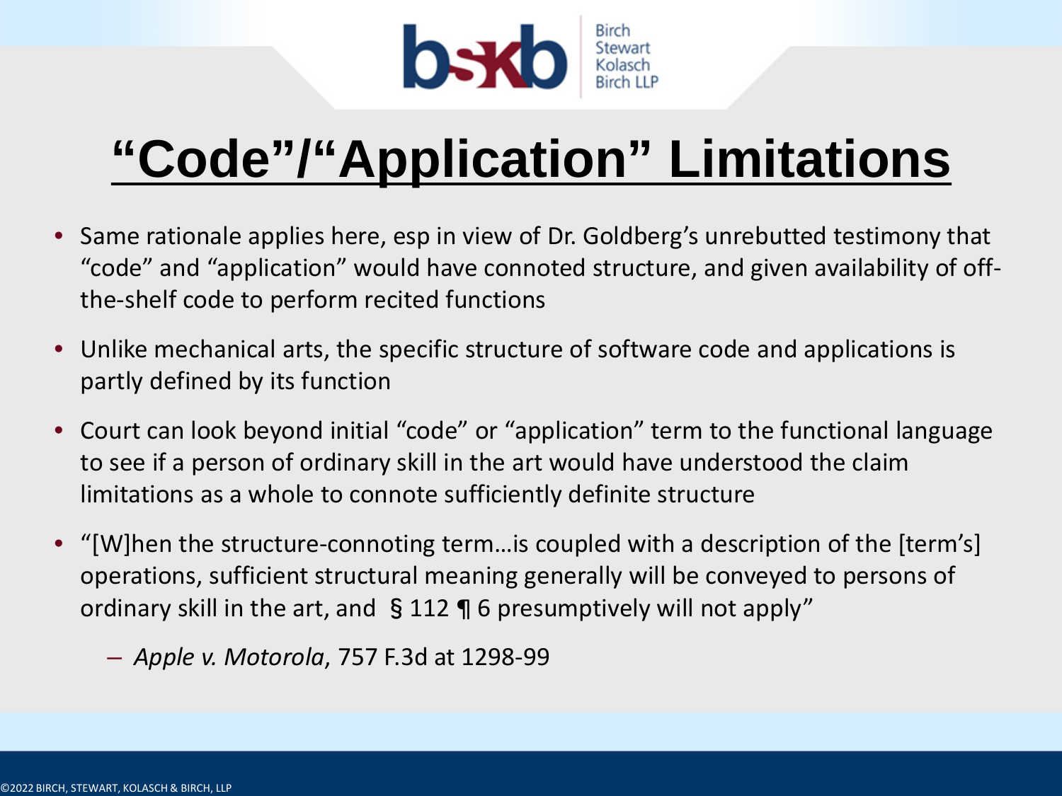# “Code”/“Application” Limitations

- Same rationale applies here, esp in view of Dr. Goldberg’s unrebutted testimony that “code” and “application” would have connoted structure, and given availability of off-the-shelf code to perform recited functions
- Unlike mechanical arts, the specific structure of software code and applications is partly defined by its function
- Court can look beyond initial “code” or “application” term to the functional language to see if a person of ordinary skill in the art would have understood the claim limitations as a whole to connote sufficiently definite structure
- “[W]hen the structure-connoting term…is coupled with a description of the [term’s] operations, sufficient structural meaning generally will be conveyed to persons of ordinary skill in the art, and § 112 ¶ 6 presumptively will not apply”
  - *Apple v. Motorola*, 757 F.3d at 1298-99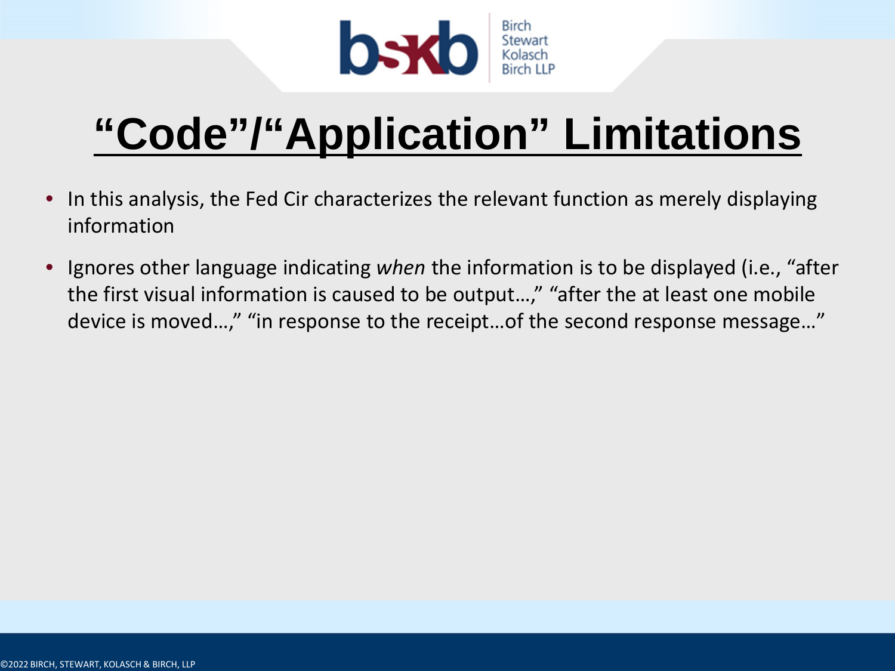# “Code”/“Application” Limitations

- In this analysis, the Fed Cir characterizes the relevant function as merely displaying information
- Ignores other language indicating *when* the information is to be displayed (i.e., “after the first visual information is caused to be output…,” “after the at least one mobile device is moved…,” “in response to the receipt…of the second response message…”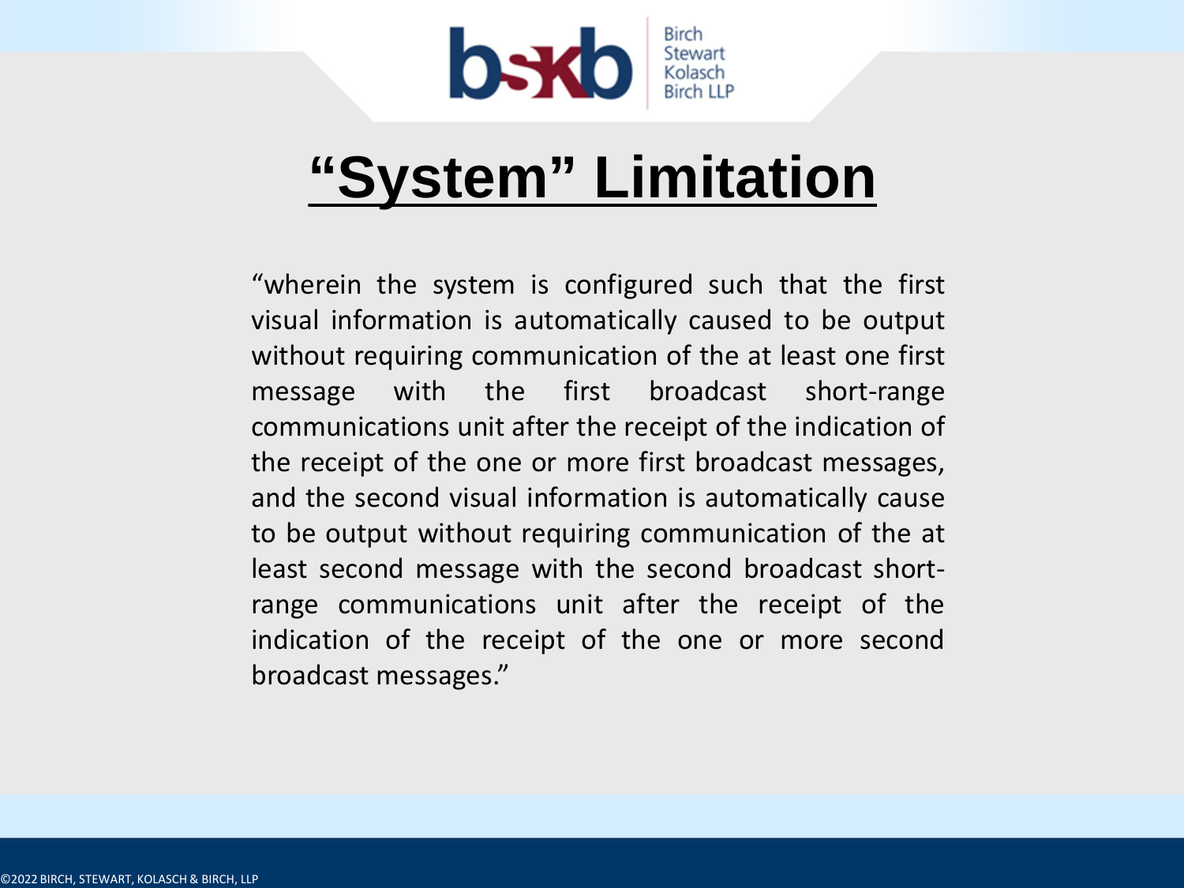# "System" Limitation

"wherein the system is configured such that the first visual information is automatically caused to be output without requiring communication of the at least one first message with the first broadcast short-range communications unit after the receipt of the indication of the receipt of the one or more first broadcast messages, and the second visual information is automatically cause to be output without requiring communication of the at least second message with the second broadcast short-range communications unit after the receipt of the indication of the receipt of the one or more second broadcast messages."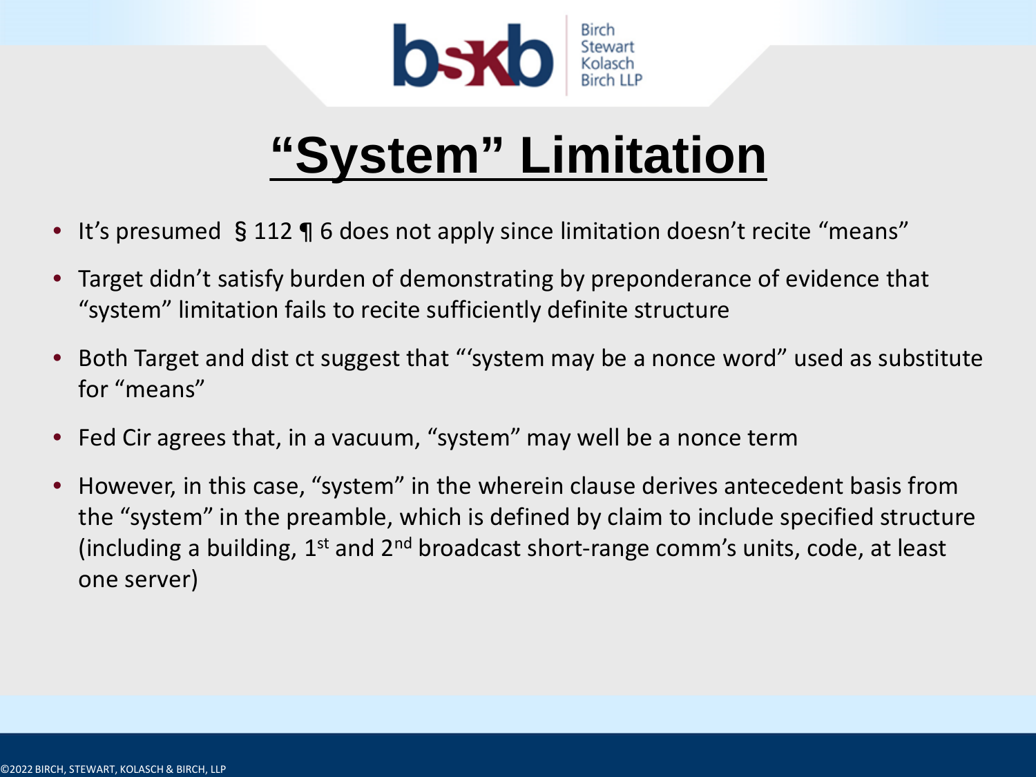# "System" Limitation

- It's presumed § 112 ¶ 6 does not apply since limitation doesn't recite "means"
- Target didn't satisfy burden of demonstrating by preponderance of evidence that "system" limitation fails to recite sufficiently definite structure
- Both Target and dist ct suggest that "'system may be a nonce word" used as substitute for "means"
- Fed Cir agrees that, in a vacuum, "system" may well be a nonce term
- However, in this case, "system" in the wherein clause derives antecedent basis from the "system" in the preamble, which is defined by claim to include specified structure (including a building, 1st and 2nd broadcast short-range comm's units, code, at least one server)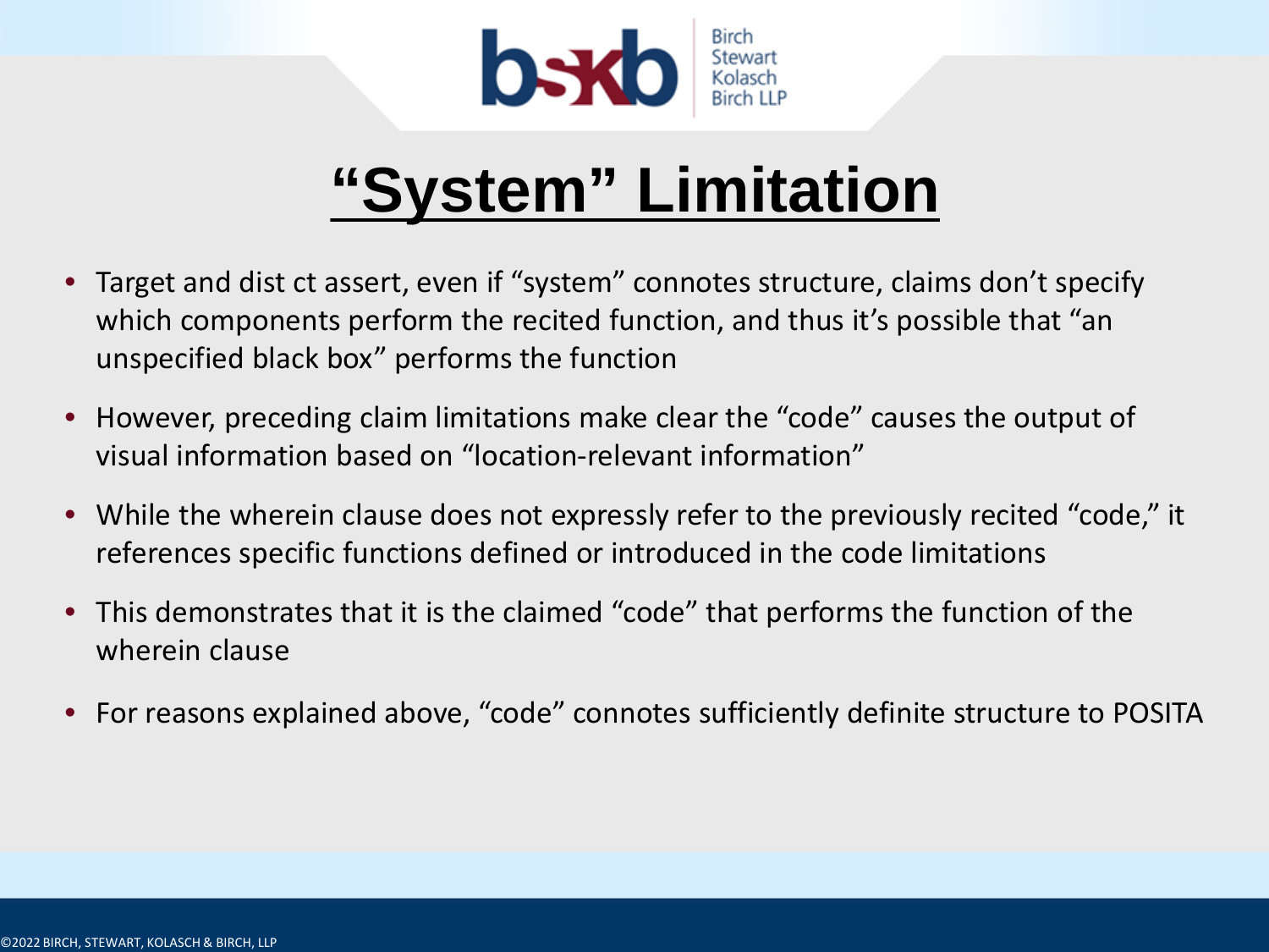# "System" Limitation

- Target and dist ct assert, even if "system" connotes structure, claims don't specify which components perform the recited function, and thus it's possible that "an unspecified black box" performs the function
- However, preceding claim limitations make clear the "code" causes the output of visual information based on "location-relevant information"
- While the wherein clause does not expressly refer to the previously recited "code," it references specific functions defined or introduced in the code limitations
- This demonstrates that it is the claimed "code" that performs the function of the wherein clause
- For reasons explained above, "code" connotes sufficiently definite structure to POSITA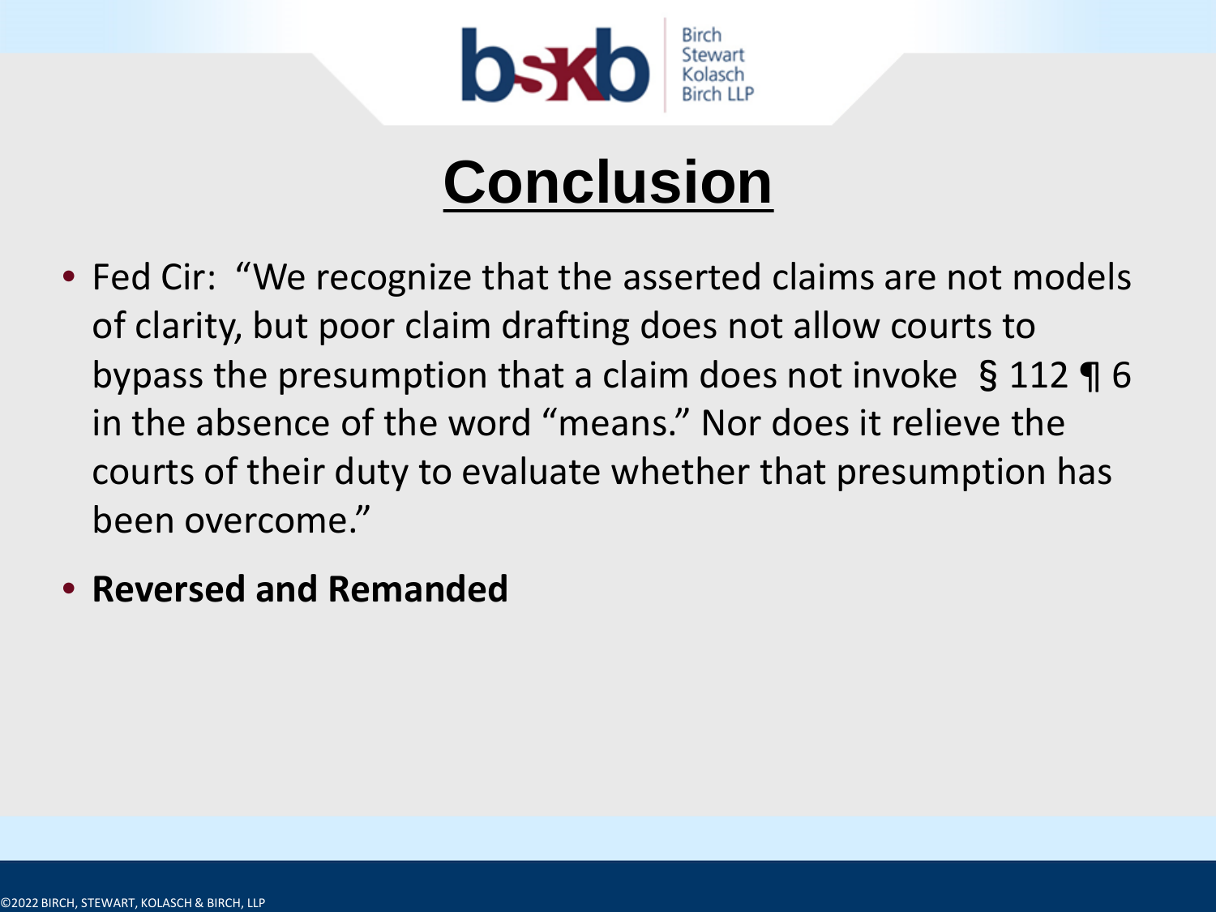# Conclusion

- Fed Cir: "We recognize that the asserted claims are not models of clarity, but poor claim drafting does not allow courts to bypass the presumption that a claim does not invoke § 112 ¶ 6 in the absence of the word "means." Nor does it relieve the courts of their duty to evaluate whether that presumption has been overcome."
- **Reversed and Remanded**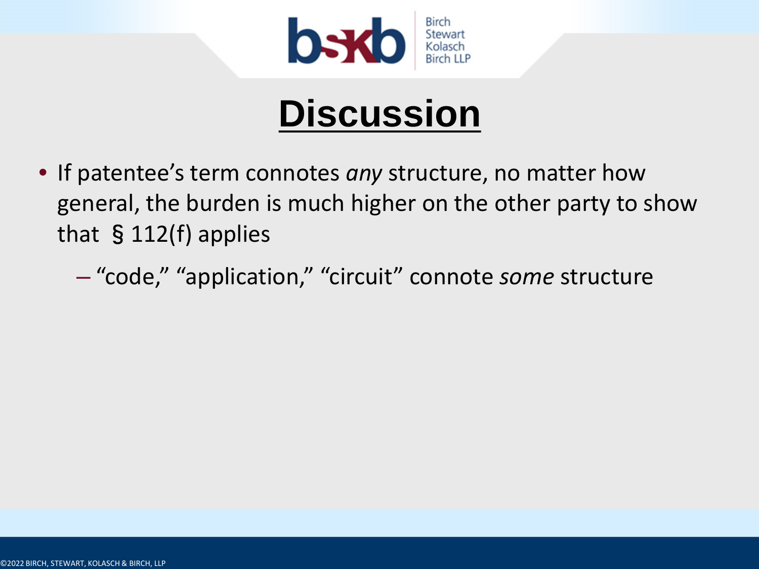# Discussion

- If patentee's term connotes *any* structure, no matter how general, the burden is much higher on the other party to show that § 112(f) applies
  - "code," "application," "circuit" connote *some* structure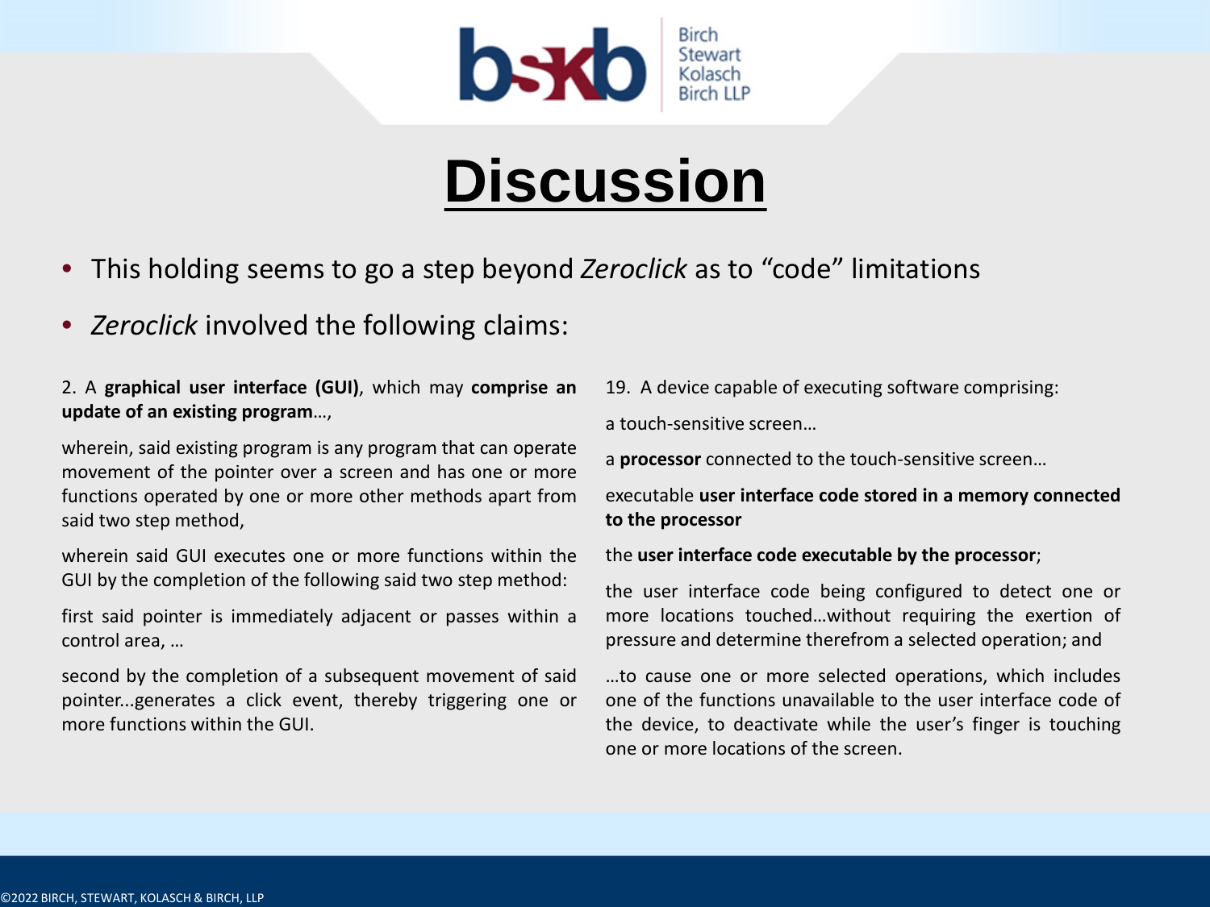# Discussion

- This holding seems to go a step beyond *Zeroclick* as to "code" limitations
- *Zeroclick* involved the following claims:

2. A **graphical user interface (GUI)**, which may **comprise an update of an existing program**…,

wherein, said existing program is any program that can operate movement of the pointer over a screen and has one or more functions operated by one or more other methods apart from said two step method,

wherein said GUI executes one or more functions within the GUI by the completion of the following said two step method:

first said pointer is immediately adjacent or passes within a control area, …

second by the completion of a subsequent movement of said pointer...generates a click event, thereby triggering one or more functions within the GUI.

19. A device capable of executing software comprising:

a touch-sensitive screen…

a **processor** connected to the touch-sensitive screen…

executable **user interface code stored in a memory connected to the processor**

the **user interface code executable by the processor**;

the user interface code being configured to detect one or more locations touched…without requiring the exertion of pressure and determine therefrom a selected operation; and

…to cause one or more selected operations, which includes one of the functions unavailable to the user interface code of the device, to deactivate while the user's finger is touching one or more locations of the screen.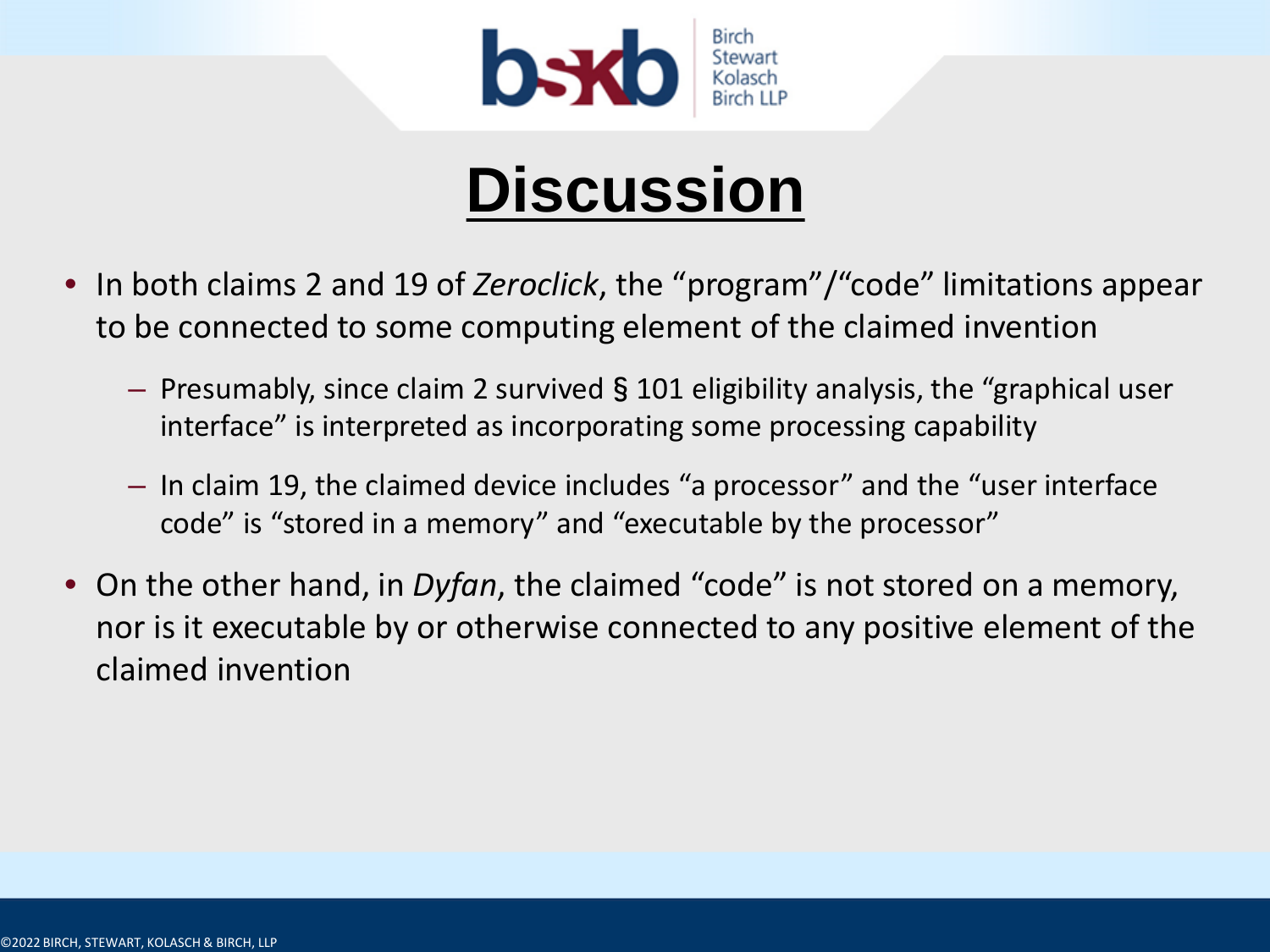# Discussion

- In both claims 2 and 19 of *Zeroclick*, the "program"/"code" limitations appear to be connected to some computing element of the claimed invention
  - Presumably, since claim 2 survived § 101 eligibility analysis, the "graphical user interface" is interpreted as incorporating some processing capability
  - In claim 19, the claimed device includes "a processor" and the "user interface code" is "stored in a memory" and "executable by the processor"
- On the other hand, in *Dyfan*, the claimed "code" is not stored on a memory, nor is it executable by or otherwise connected to any positive element of the claimed invention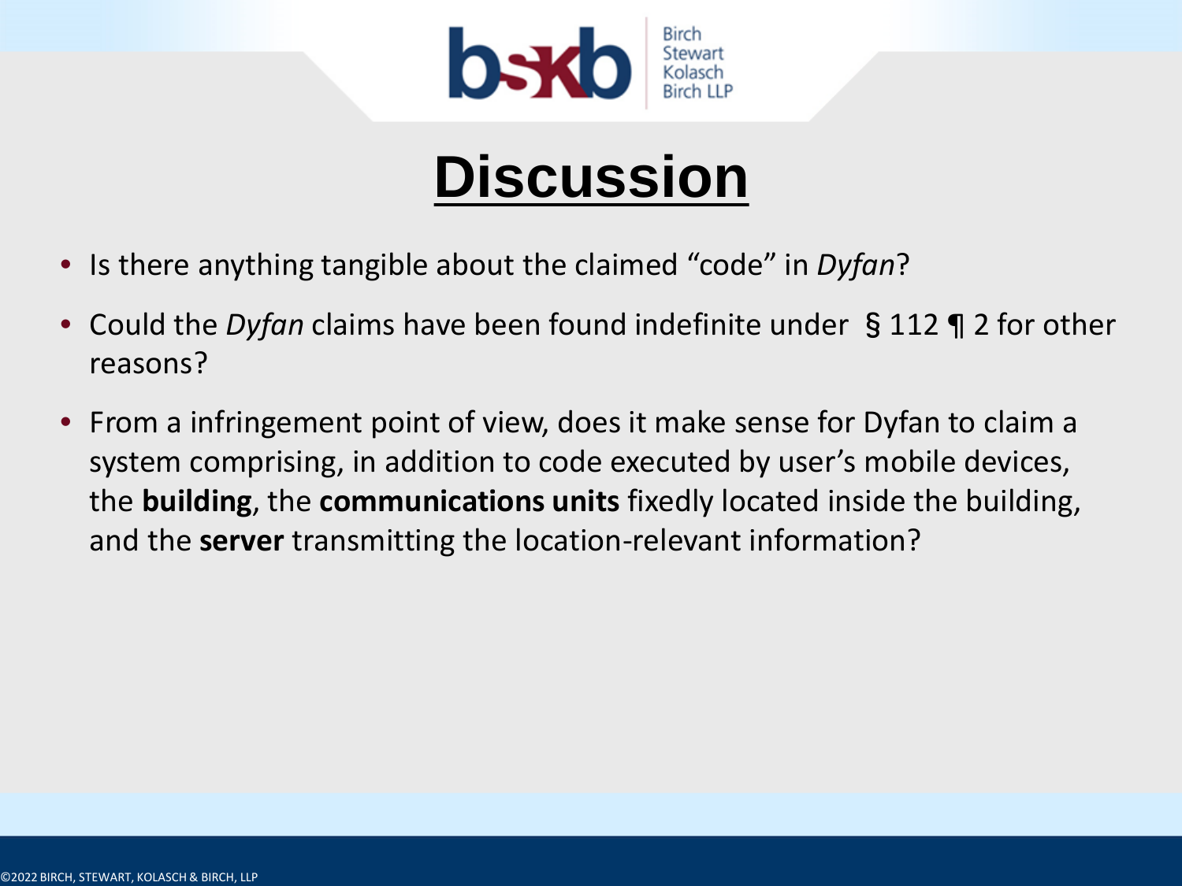# Discussion

- Is there anything tangible about the claimed "code" in *Dyfan*?
- Could the *Dyfan* claims have been found indefinite under § 112 ¶ 2 for other reasons?
- From a infringement point of view, does it make sense for Dyfan to claim a system comprising, in addition to code executed by user's mobile devices, the **building**, the **communications units** fixedly located inside the building, and the **server** transmitting the location-relevant information?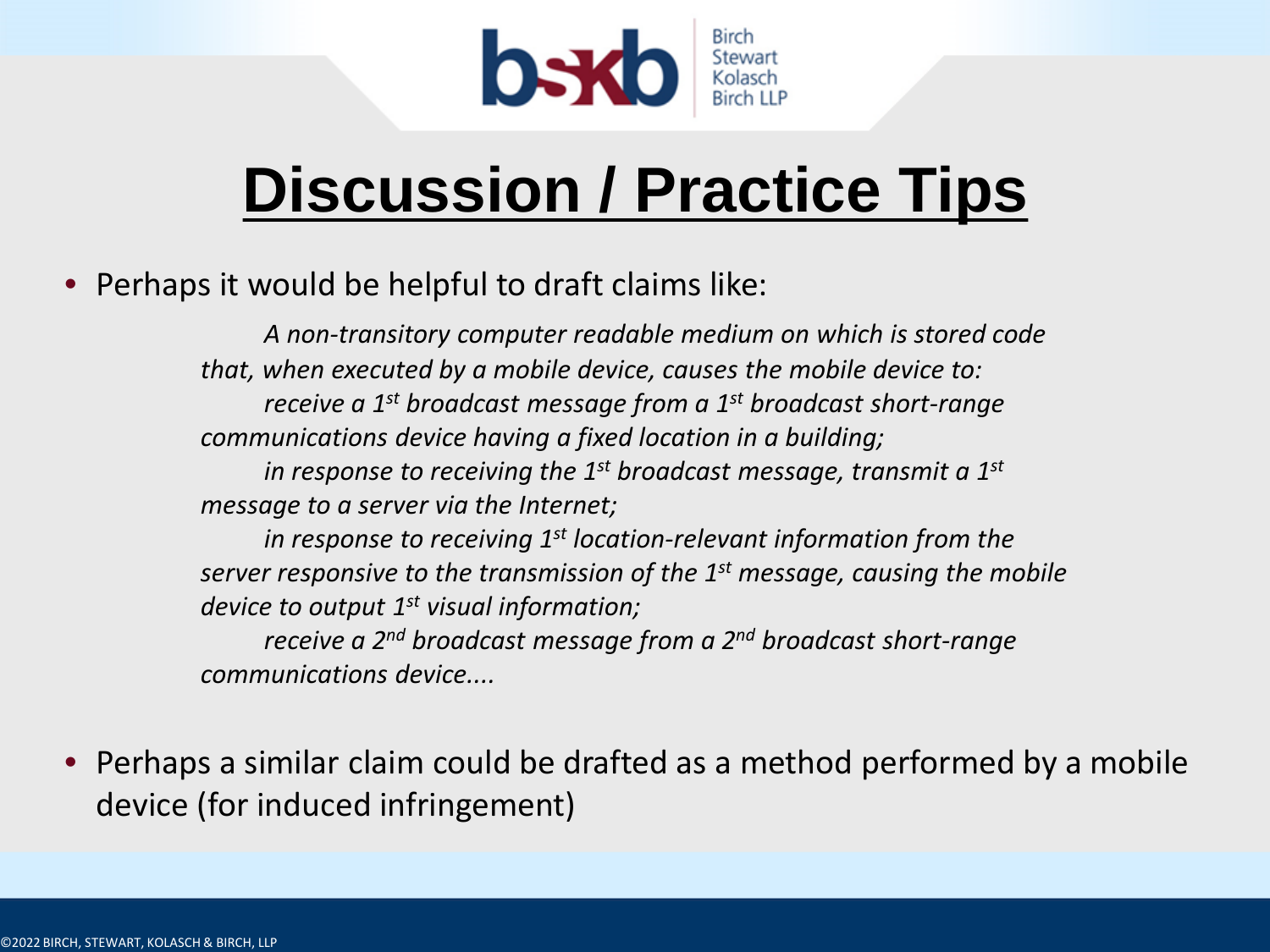# Discussion / Practice Tips

- Perhaps it would be helpful to draft claims like:

  > *A non-transitory computer readable medium on which is stored code that, when executed by a mobile device, causes the mobile device to:*
  >
  > *receive a 1st broadcast message from a 1st broadcast short-range communications device having a fixed location in a building;*
  >
  > *in response to receiving the 1st broadcast message, transmit a 1st message to a server via the Internet;*
  >
  > *in response to receiving 1st location-relevant information from the server responsive to the transmission of the 1st message, causing the mobile device to output 1st visual information;*
  >
  > *receive a 2nd broadcast message from a 2nd broadcast short-range communications device....*

- Perhaps a similar claim could be drafted as a method performed by a mobile device (for induced infringement)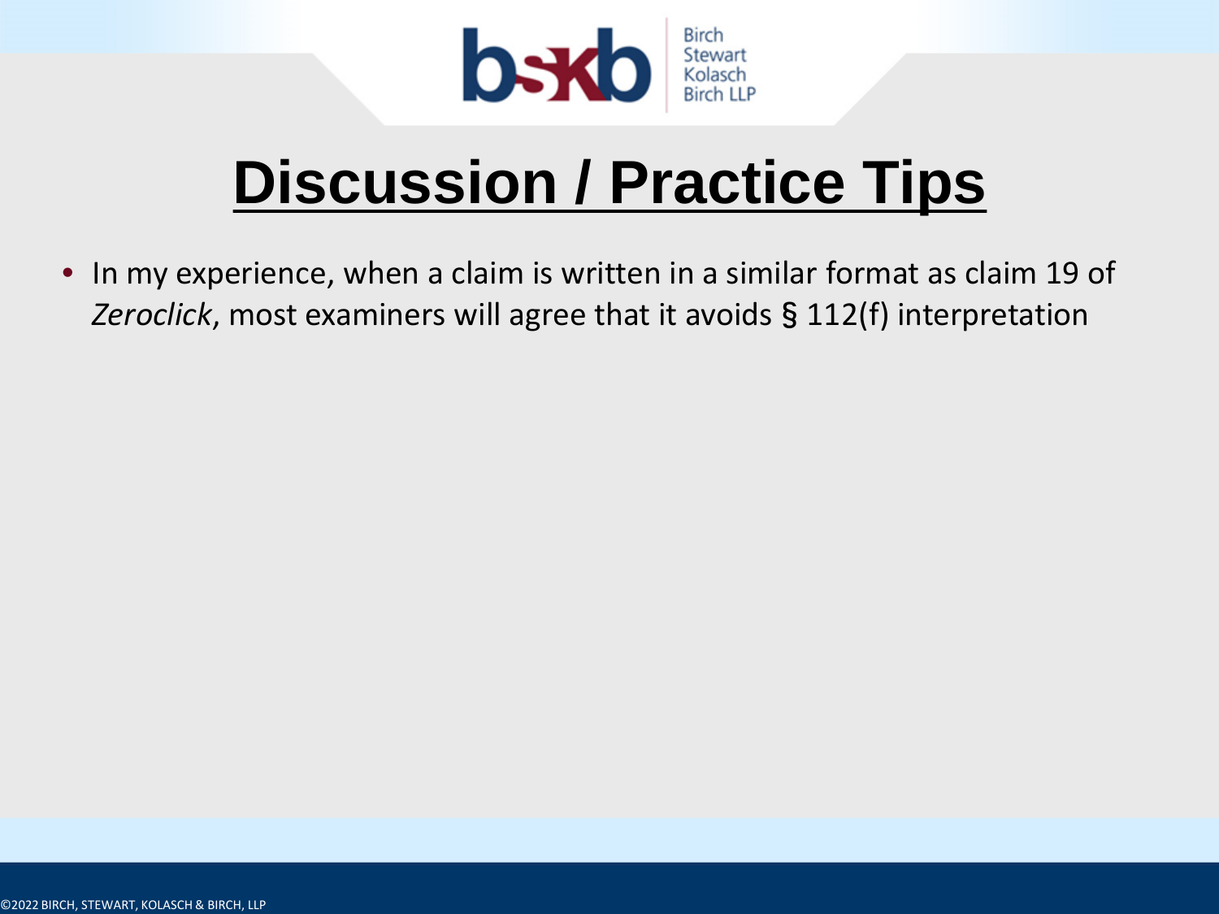# Discussion / Practice Tips

- In my experience, when a claim is written in a similar format as claim 19 of *Zeroclick*, most examiners will agree that it avoids § 112(f) interpretation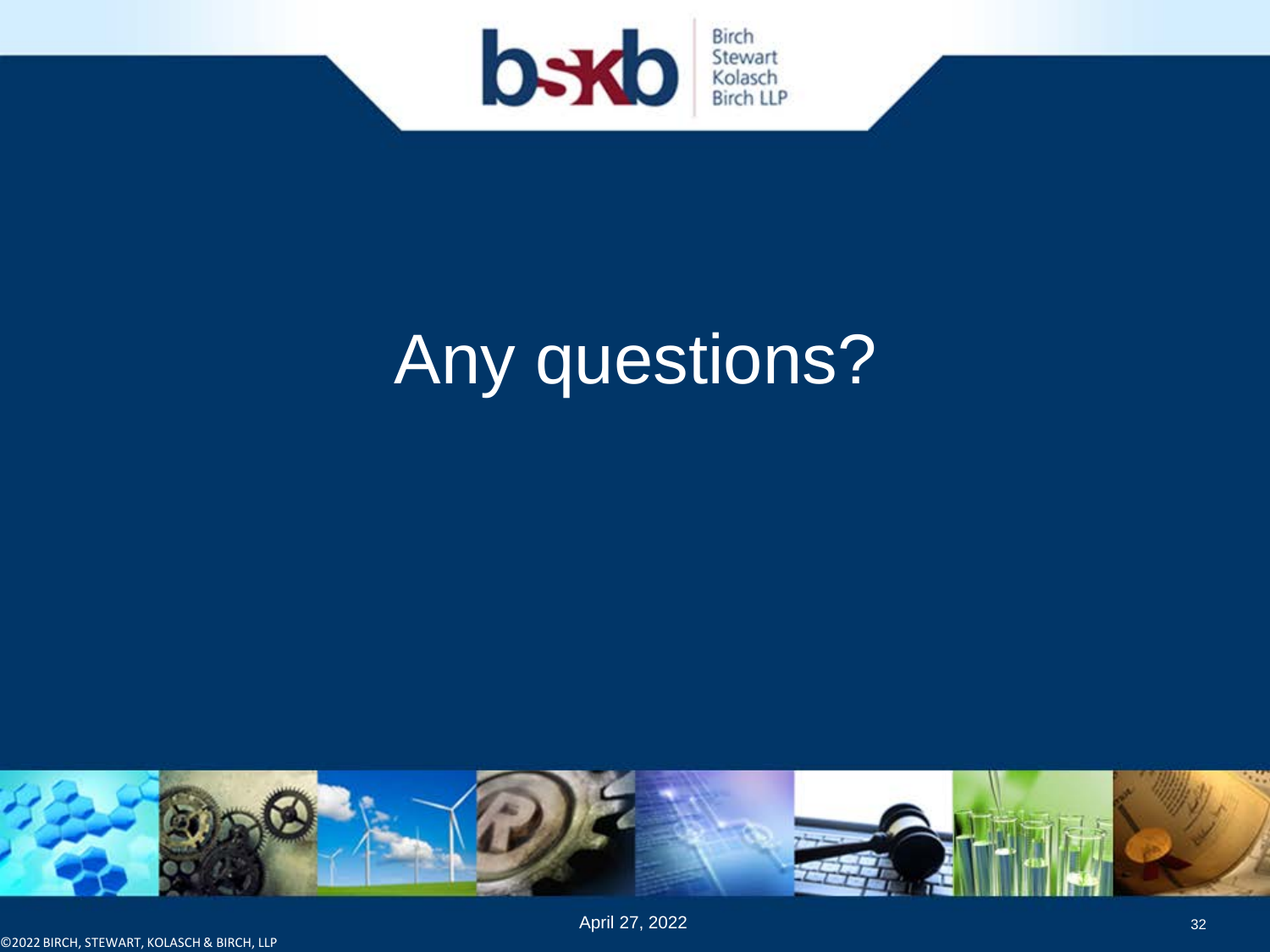# Any questions?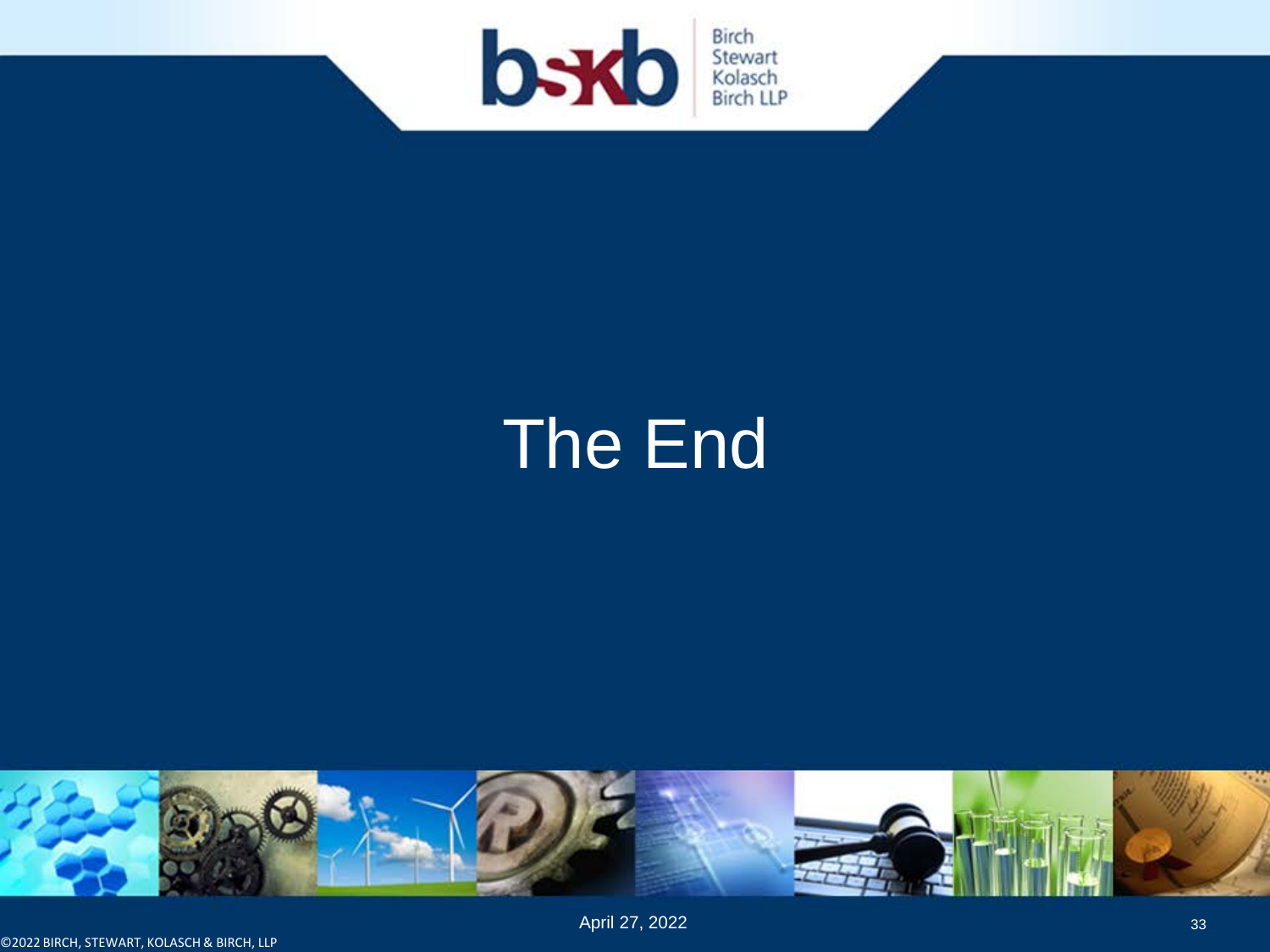# The End